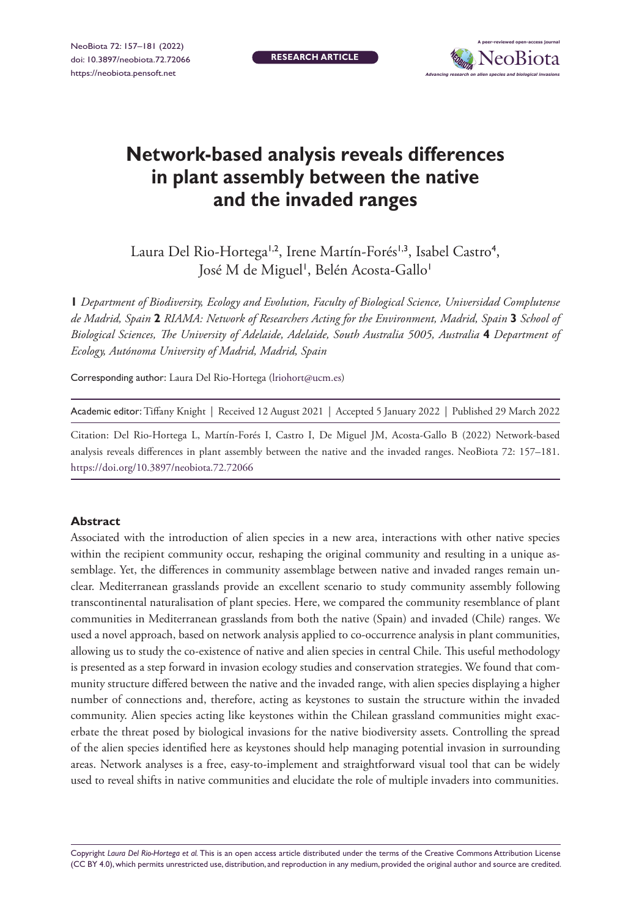RESEARCH ARTICLE

# Network-based analysis reveals differences in plant assembly between the native and the invaded ranges

Laura Del Rio-Hortega[1,2], Irene Martín-Forés[1,3], Isabel Castro[4], José M de Miguel[1], Belén Acosta-Gallo[1]

**1** *Department of Biodiversity, Ecology and Evolution, Faculty of Biological Science, Universidad Complutense de Madrid, Spain* **2** *RIAMA: Network of Researchers Acting for the Environment, Madrid, Spain* **3** *School of Biological Sciences, The University of Adelaide, Adelaide, South Australia 5005, Australia* **4** *Department of Ecology, Autónoma University of Madrid, Madrid, Spain*

Corresponding author: Laura Del Rio-Hortega (lriohort@ucm.es)

Academic editor: Tiffany Knight | Received 12 August 2021 | Accepted 5 January 2022 | Published 29 March 2022

Citation: Del Rio-Hortega L, Martín-Forés I, Castro I, De Miguel JM, Acosta-Gallo B (2022) Network-based analysis reveals differences in plant assembly between the native and the invaded ranges. NeoBiota 72: 157–181. https://doi.org/10.3897/neobiota.72.72066

## Abstract

Associated with the introduction of alien species in a new area, interactions with other native species within the recipient community occur, reshaping the original community and resulting in a unique assemblage. Yet, the differences in community assemblage between native and invaded ranges remain unclear. Mediterranean grasslands provide an excellent scenario to study community assembly following transcontinental naturalisation of plant species. Here, we compared the community resemblance of plant communities in Mediterranean grasslands from both the native (Spain) and invaded (Chile) ranges. We used a novel approach, based on network analysis applied to co-occurrence analysis in plant communities, allowing us to study the co-existence of native and alien species in central Chile. This useful methodology is presented as a step forward in invasion ecology studies and conservation strategies. We found that community structure differed between the native and the invaded range, with alien species displaying a higher number of connections and, therefore, acting as keystones to sustain the structure within the invaded community. Alien species acting like keystones within the Chilean grassland communities might exacerbate the threat posed by biological invasions for the native biodiversity assets. Controlling the spread of the alien species identified here as keystones should help managing potential invasion in surrounding areas. Network analyses is a free, easy-to-implement and straightforward visual tool that can be widely used to reveal shifts in native communities and elucidate the role of multiple invaders into communities.

Copyright *Laura Del Rio-Hortega et al.* This is an open access article distributed under the terms of the Creative Commons Attribution License (CC BY 4.0), which permits unrestricted use, distribution, and reproduction in any medium, provided the original author and source are credited.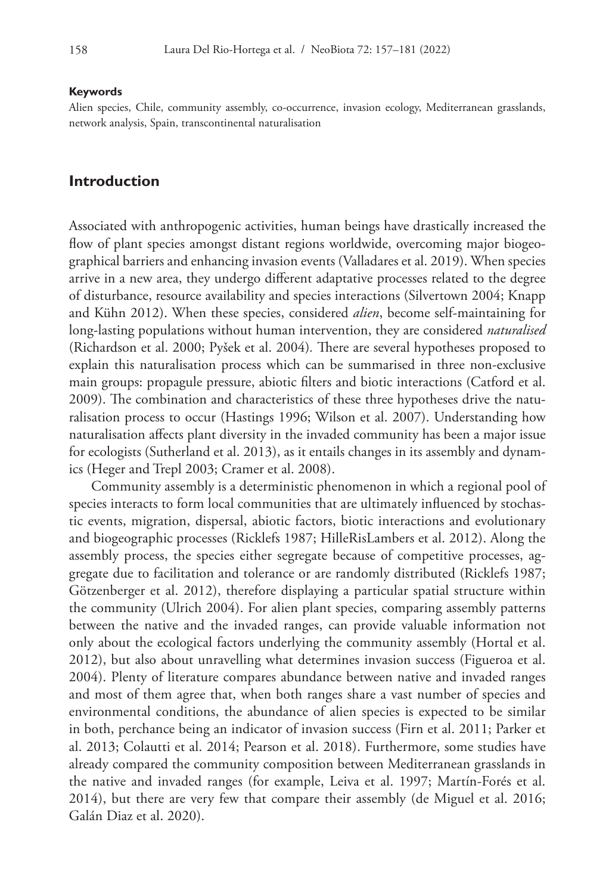**Keywords**

Alien species, Chile, community assembly, co-occurrence, invasion ecology, Mediterranean grasslands, network analysis, Spain, transcontinental naturalisation

## Introduction

Associated with anthropogenic activities, human beings have drastically increased the flow of plant species amongst distant regions worldwide, overcoming major biogeographical barriers and enhancing invasion events (Valladares et al. 2019). When species arrive in a new area, they undergo different adaptative processes related to the degree of disturbance, resource availability and species interactions (Silvertown 2004; Knapp and Kühn 2012). When these species, considered *alien*, become self-maintaining for long-lasting populations without human intervention, they are considered *naturalised* (Richardson et al. 2000; Pyšek et al. 2004). There are several hypotheses proposed to explain this naturalisation process which can be summarised in three non-exclusive main groups: propagule pressure, abiotic filters and biotic interactions (Catford et al. 2009). The combination and characteristics of these three hypotheses drive the naturalisation process to occur (Hastings 1996; Wilson et al. 2007). Understanding how naturalisation affects plant diversity in the invaded community has been a major issue for ecologists (Sutherland et al. 2013), as it entails changes in its assembly and dynamics (Heger and Trepl 2003; Cramer et al. 2008).

Community assembly is a deterministic phenomenon in which a regional pool of species interacts to form local communities that are ultimately influenced by stochastic events, migration, dispersal, abiotic factors, biotic interactions and evolutionary and biogeographic processes (Ricklefs 1987; HilleRisLambers et al. 2012). Along the assembly process, the species either segregate because of competitive processes, aggregate due to facilitation and tolerance or are randomly distributed (Ricklefs 1987; Götzenberger et al. 2012), therefore displaying a particular spatial structure within the community (Ulrich 2004). For alien plant species, comparing assembly patterns between the native and the invaded ranges, can provide valuable information not only about the ecological factors underlying the community assembly (Hortal et al. 2012), but also about unravelling what determines invasion success (Figueroa et al. 2004). Plenty of literature compares abundance between native and invaded ranges and most of them agree that, when both ranges share a vast number of species and environmental conditions, the abundance of alien species is expected to be similar in both, perchance being an indicator of invasion success (Firn et al. 2011; Parker et al. 2013; Colautti et al. 2014; Pearson et al. 2018). Furthermore, some studies have already compared the community composition between Mediterranean grasslands in the native and invaded ranges (for example, Leiva et al. 1997; Martín-Forés et al. 2014), but there are very few that compare their assembly (de Miguel et al. 2016; Galán Diaz et al. 2020).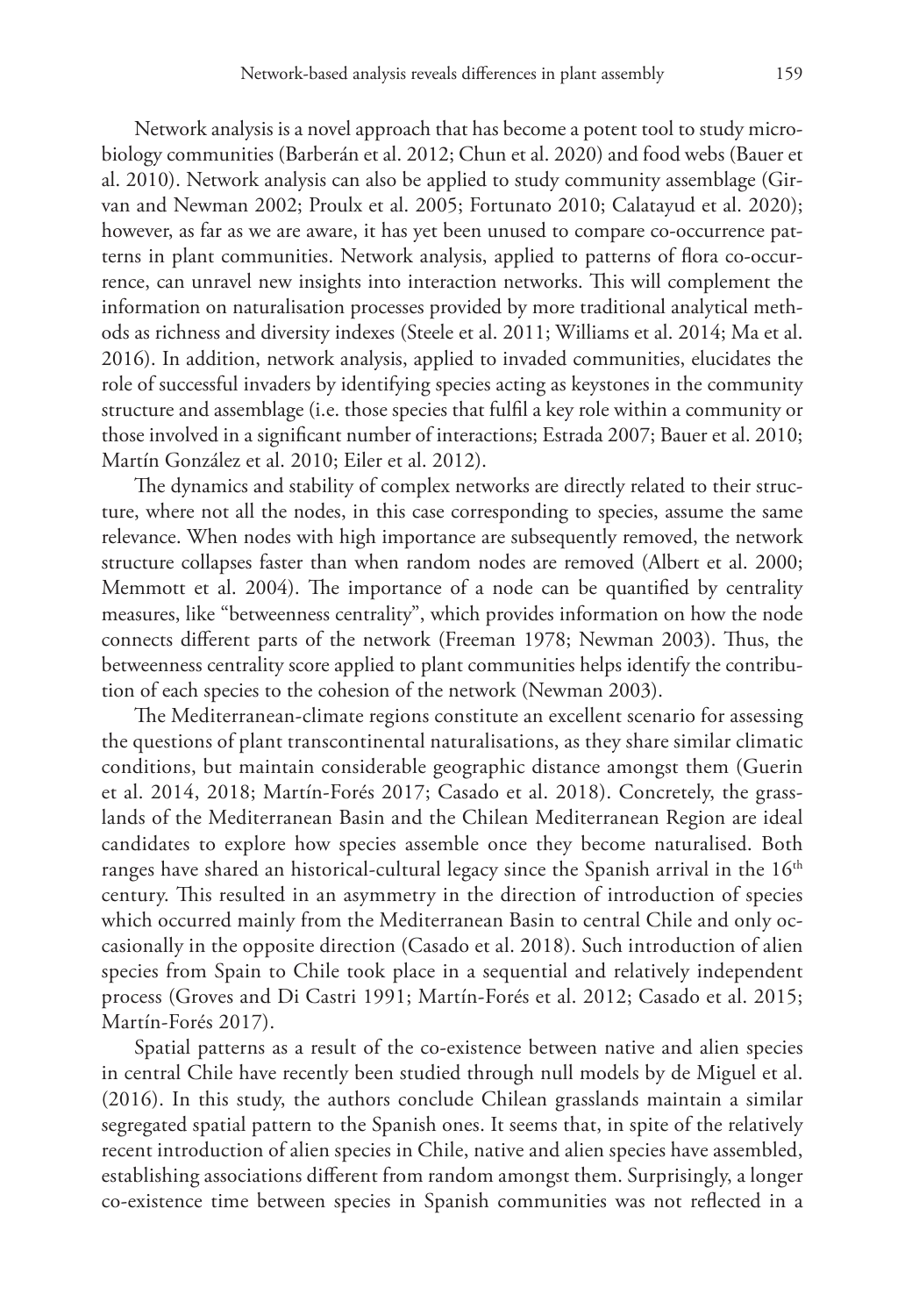Network analysis is a novel approach that has become a potent tool to study microbiology communities (Barberán et al. 2012; Chun et al. 2020) and food webs (Bauer et al. 2010). Network analysis can also be applied to study community assemblage (Girvan and Newman 2002; Proulx et al. 2005; Fortunato 2010; Calatayud et al. 2020); however, as far as we are aware, it has yet been unused to compare co-occurrence patterns in plant communities. Network analysis, applied to patterns of flora co-occurrence, can unravel new insights into interaction networks. This will complement the information on naturalisation processes provided by more traditional analytical methods as richness and diversity indexes (Steele et al. 2011; Williams et al. 2014; Ma et al. 2016). In addition, network analysis, applied to invaded communities, elucidates the role of successful invaders by identifying species acting as keystones in the community structure and assemblage (i.e. those species that fulfil a key role within a community or those involved in a significant number of interactions; Estrada 2007; Bauer et al. 2010; Martín González et al. 2010; Eiler et al. 2012).

The dynamics and stability of complex networks are directly related to their structure, where not all the nodes, in this case corresponding to species, assume the same relevance. When nodes with high importance are subsequently removed, the network structure collapses faster than when random nodes are removed (Albert et al. 2000; Memmott et al. 2004). The importance of a node can be quantified by centrality measures, like "betweenness centrality", which provides information on how the node connects different parts of the network (Freeman 1978; Newman 2003). Thus, the betweenness centrality score applied to plant communities helps identify the contribution of each species to the cohesion of the network (Newman 2003).

The Mediterranean-climate regions constitute an excellent scenario for assessing the questions of plant transcontinental naturalisations, as they share similar climatic conditions, but maintain considerable geographic distance amongst them (Guerin et al. 2014, 2018; Martín-Forés 2017; Casado et al. 2018). Concretely, the grasslands of the Mediterranean Basin and the Chilean Mediterranean Region are ideal candidates to explore how species assemble once they become naturalised. Both ranges have shared an historical-cultural legacy since the Spanish arrival in the 16th century. This resulted in an asymmetry in the direction of introduction of species which occurred mainly from the Mediterranean Basin to central Chile and only occasionally in the opposite direction (Casado et al. 2018). Such introduction of alien species from Spain to Chile took place in a sequential and relatively independent process (Groves and Di Castri 1991; Martín-Forés et al. 2012; Casado et al. 2015; Martín-Forés 2017).

Spatial patterns as a result of the co-existence between native and alien species in central Chile have recently been studied through null models by de Miguel et al. (2016). In this study, the authors conclude Chilean grasslands maintain a similar segregated spatial pattern to the Spanish ones. It seems that, in spite of the relatively recent introduction of alien species in Chile, native and alien species have assembled, establishing associations different from random amongst them. Surprisingly, a longer co-existence time between species in Spanish communities was not reflected in a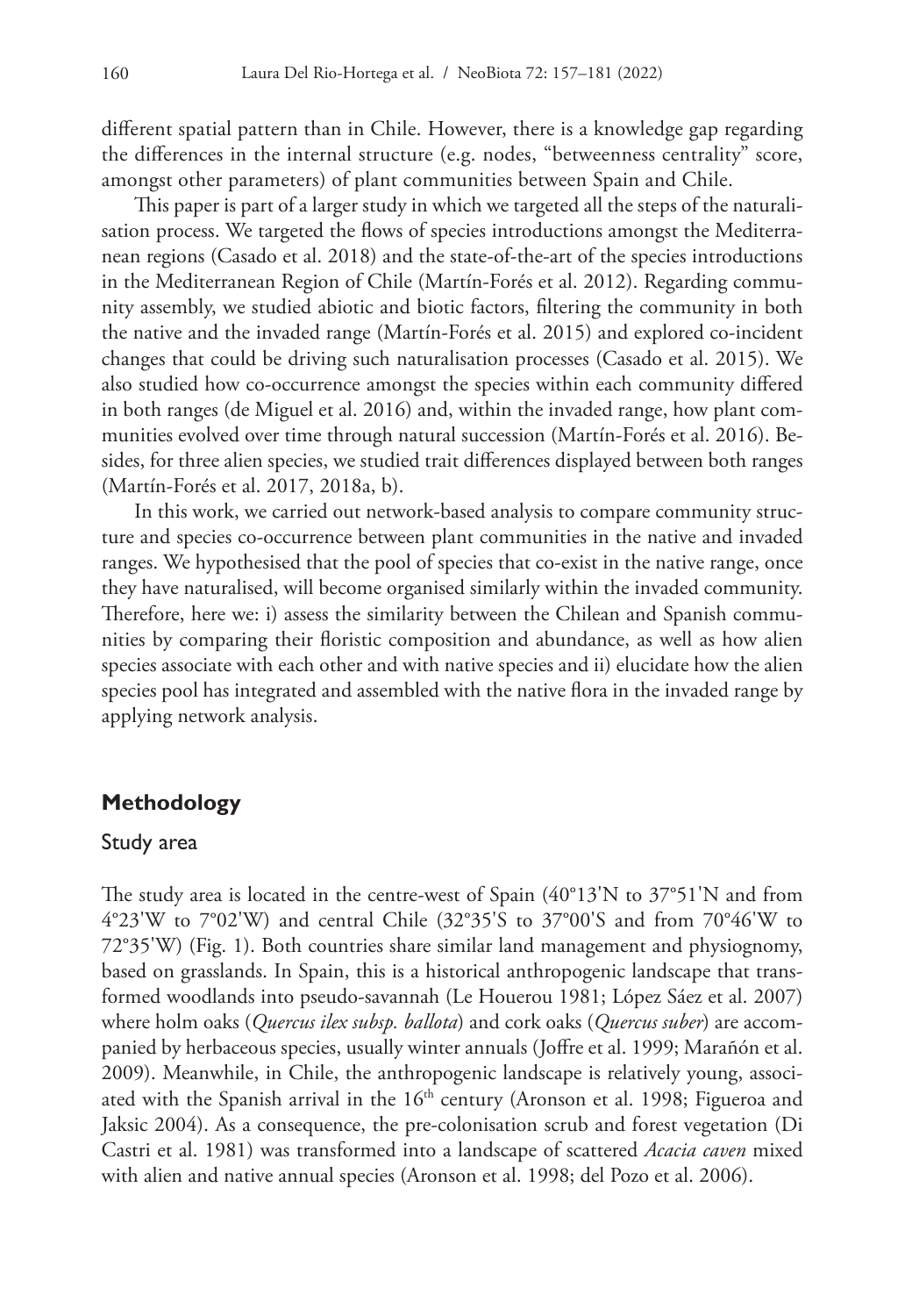different spatial pattern than in Chile. However, there is a knowledge gap regarding the differences in the internal structure (e.g. nodes, "betweenness centrality" score, amongst other parameters) of plant communities between Spain and Chile.

This paper is part of a larger study in which we targeted all the steps of the naturalisation process. We targeted the flows of species introductions amongst the Mediterranean regions (Casado et al. 2018) and the state-of-the-art of the species introductions in the Mediterranean Region of Chile (Martín-Forés et al. 2012). Regarding community assembly, we studied abiotic and biotic factors, filtering the community in both the native and the invaded range (Martín-Forés et al. 2015) and explored co-incident changes that could be driving such naturalisation processes (Casado et al. 2015). We also studied how co-occurrence amongst the species within each community differed in both ranges (de Miguel et al. 2016) and, within the invaded range, how plant communities evolved over time through natural succession (Martín-Forés et al. 2016). Besides, for three alien species, we studied trait differences displayed between both ranges (Martín-Forés et al. 2017, 2018a, b).

In this work, we carried out network-based analysis to compare community structure and species co-occurrence between plant communities in the native and invaded ranges. We hypothesised that the pool of species that co-exist in the native range, once they have naturalised, will become organised similarly within the invaded community. Therefore, here we: i) assess the similarity between the Chilean and Spanish communities by comparing their floristic composition and abundance, as well as how alien species associate with each other and with native species and ii) elucidate how the alien species pool has integrated and assembled with the native flora in the invaded range by applying network analysis.

## Methodology

### Study area

The study area is located in the centre-west of Spain (40°13'N to 37°51'N and from 4°23'W to 7°02'W) and central Chile (32°35'S to 37°00'S and from 70°46'W to 72°35'W) (Fig. 1). Both countries share similar land management and physiognomy, based on grasslands. In Spain, this is a historical anthropogenic landscape that transformed woodlands into pseudo-savannah (Le Houerou 1981; López Sáez et al. 2007) where holm oaks (*Quercus ilex subsp. ballota*) and cork oaks (*Quercus suber*) are accompanied by herbaceous species, usually winter annuals (Joffre et al. 1999; Marañón et al. 2009). Meanwhile, in Chile, the anthropogenic landscape is relatively young, associated with the Spanish arrival in the 16$^{th}$ century (Aronson et al. 1998; Figueroa and Jaksic 2004). As a consequence, the pre-colonisation scrub and forest vegetation (Di Castri et al. 1981) was transformed into a landscape of scattered *Acacia caven* mixed with alien and native annual species (Aronson et al. 1998; del Pozo et al. 2006).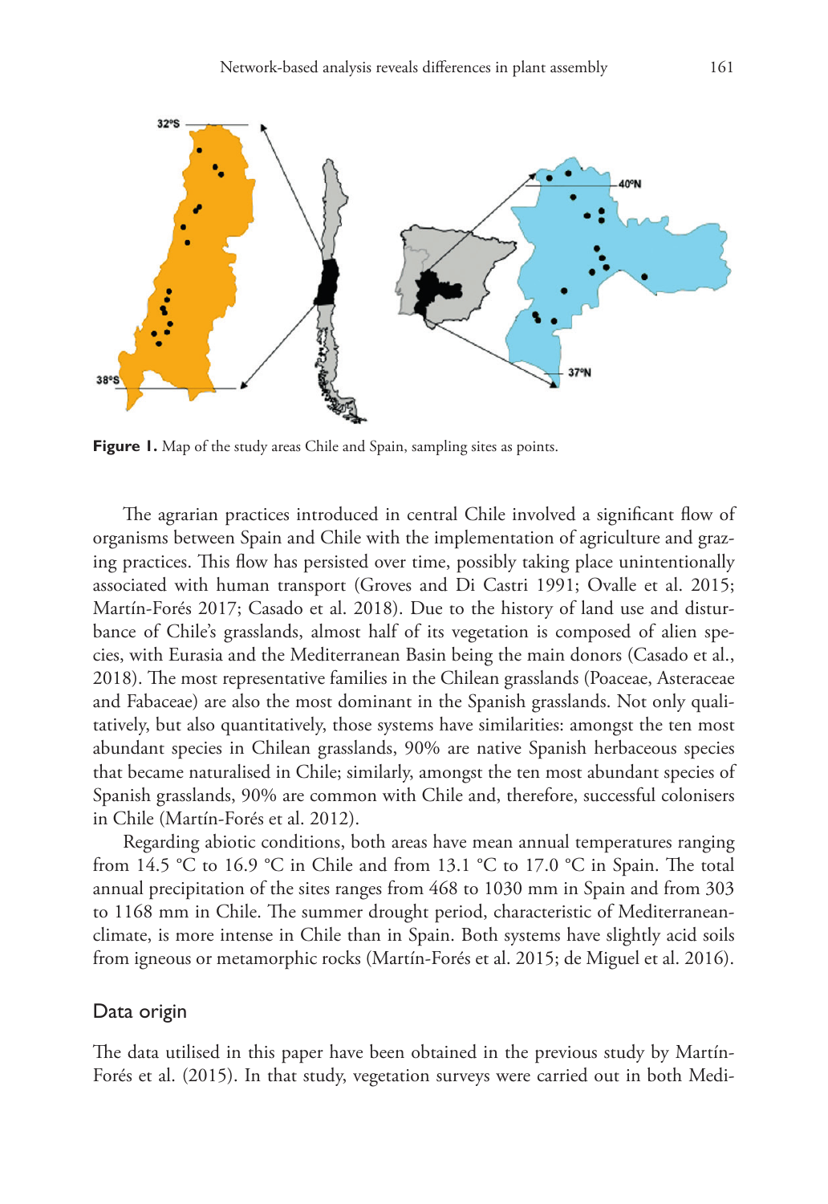**Figure 1.** Map of the study areas Chile and Spain, sampling sites as points.

The agrarian practices introduced in central Chile involved a significant flow of organisms between Spain and Chile with the implementation of agriculture and grazing practices. This flow has persisted over time, possibly taking place unintentionally associated with human transport (Groves and Di Castri 1991; Ovalle et al. 2015; Martín-Forés 2017; Casado et al. 2018). Due to the history of land use and disturbance of Chile's grasslands, almost half of its vegetation is composed of alien species, with Eurasia and the Mediterranean Basin being the main donors (Casado et al., 2018). The most representative families in the Chilean grasslands (Poaceae, Asteraceae and Fabaceae) are also the most dominant in the Spanish grasslands. Not only qualitatively, but also quantitatively, those systems have similarities: amongst the ten most abundant species in Chilean grasslands, 90% are native Spanish herbaceous species that became naturalised in Chile; similarly, amongst the ten most abundant species of Spanish grasslands, 90% are common with Chile and, therefore, successful colonisers in Chile (Martín-Forés et al. 2012).

Regarding abiotic conditions, both areas have mean annual temperatures ranging from 14.5 °C to 16.9 °C in Chile and from 13.1 °C to 17.0 °C in Spain. The total annual precipitation of the sites ranges from 468 to 1030 mm in Spain and from 303 to 1168 mm in Chile. The summer drought period, characteristic of Mediterranean-climate, is more intense in Chile than in Spain. Both systems have slightly acid soils from igneous or metamorphic rocks (Martín-Forés et al. 2015; de Miguel et al. 2016).

## Data origin

The data utilised in this paper have been obtained in the previous study by Martín-Forés et al. (2015). In that study, vegetation surveys were carried out in both Medi-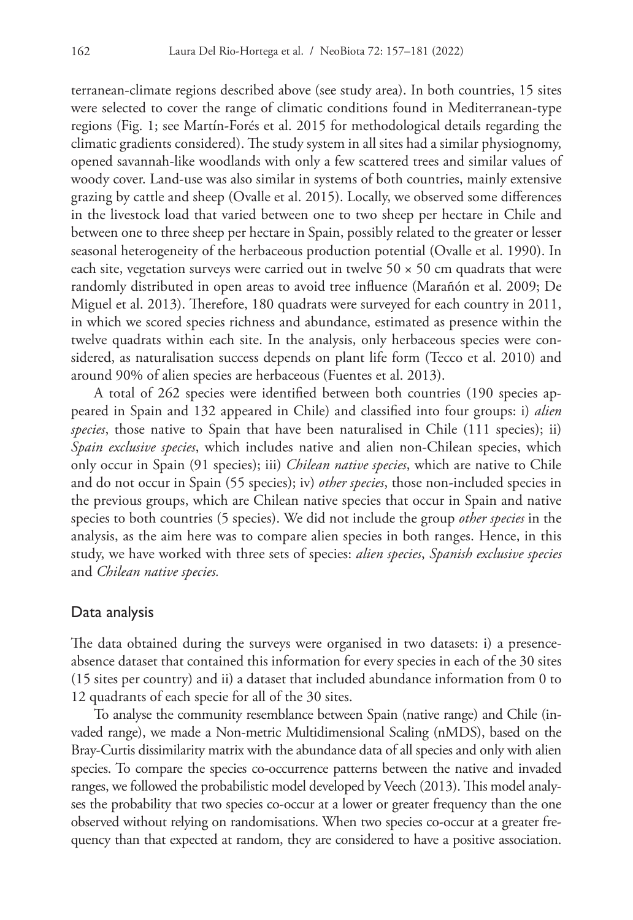terranean-climate regions described above (see study area). In both countries, 15 sites were selected to cover the range of climatic conditions found in Mediterranean-type regions (Fig. 1; see Martín-Forés et al. 2015 for methodological details regarding the climatic gradients considered). The study system in all sites had a similar physiognomy, opened savannah-like woodlands with only a few scattered trees and similar values of woody cover. Land-use was also similar in systems of both countries, mainly extensive grazing by cattle and sheep (Ovalle et al. 2015). Locally, we observed some differences in the livestock load that varied between one to two sheep per hectare in Chile and between one to three sheep per hectare in Spain, possibly related to the greater or lesser seasonal heterogeneity of the herbaceous production potential (Ovalle et al. 1990). In each site, vegetation surveys were carried out in twelve 50 × 50 cm quadrats that were randomly distributed in open areas to avoid tree influence (Marañón et al. 2009; De Miguel et al. 2013). Therefore, 180 quadrats were surveyed for each country in 2011, in which we scored species richness and abundance, estimated as presence within the twelve quadrats within each site. In the analysis, only herbaceous species were considered, as naturalisation success depends on plant life form (Tecco et al. 2010) and around 90% of alien species are herbaceous (Fuentes et al. 2013).

A total of 262 species were identified between both countries (190 species appeared in Spain and 132 appeared in Chile) and classified into four groups: i) *alien species*, those native to Spain that have been naturalised in Chile (111 species); ii) *Spain exclusive species*, which includes native and alien non-Chilean species, which only occur in Spain (91 species); iii) *Chilean native species*, which are native to Chile and do not occur in Spain (55 species); iv) *other species*, those non-included species in the previous groups, which are Chilean native species that occur in Spain and native species to both countries (5 species). We did not include the group *other species* in the analysis, as the aim here was to compare alien species in both ranges. Hence, in this study, we have worked with three sets of species: *alien species*, *Spanish exclusive species* and *Chilean native species.*

## Data analysis

The data obtained during the surveys were organised in two datasets: i) a presence-absence dataset that contained this information for every species in each of the 30 sites (15 sites per country) and ii) a dataset that included abundance information from 0 to 12 quadrants of each specie for all of the 30 sites.

To analyse the community resemblance between Spain (native range) and Chile (invaded range), we made a Non-metric Multidimensional Scaling (nMDS), based on the Bray-Curtis dissimilarity matrix with the abundance data of all species and only with alien species. To compare the species co-occurrence patterns between the native and invaded ranges, we followed the probabilistic model developed by Veech (2013). This model analyses the probability that two species co-occur at a lower or greater frequency than the one observed without relying on randomisations. When two species co-occur at a greater frequency than that expected at random, they are considered to have a positive association.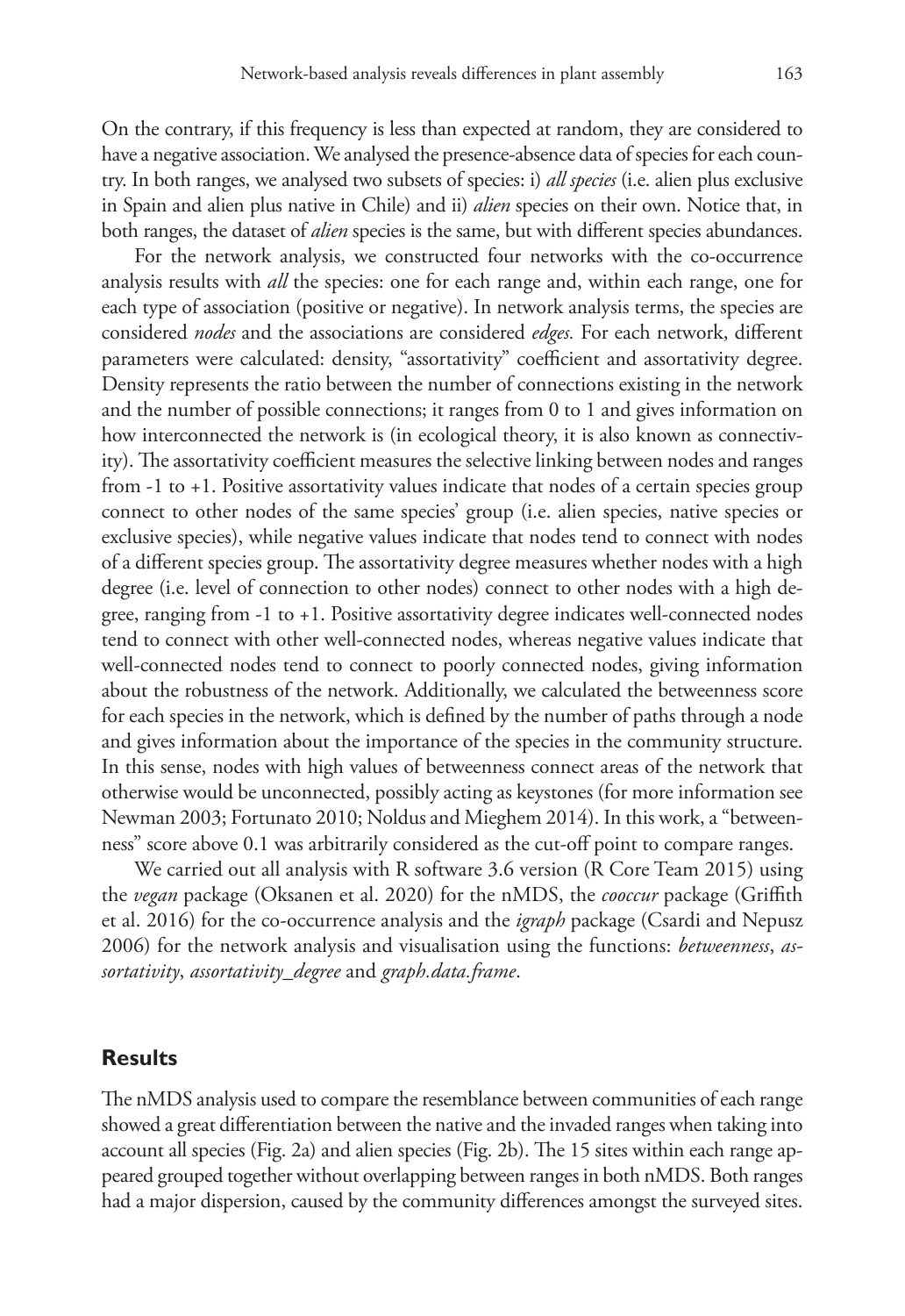On the contrary, if this frequency is less than expected at random, they are considered to have a negative association. We analysed the presence-absence data of species for each country. In both ranges, we analysed two subsets of species: i) *all species* (i.e. alien plus exclusive in Spain and alien plus native in Chile) and ii) *alien* species on their own. Notice that, in both ranges, the dataset of *alien* species is the same, but with different species abundances.

For the network analysis, we constructed four networks with the co-occurrence analysis results with *all* the species: one for each range and, within each range, one for each type of association (positive or negative). In network analysis terms, the species are considered *nodes* and the associations are considered *edges.* For each network, different parameters were calculated: density, "assortativity" coefficient and assortativity degree. Density represents the ratio between the number of connections existing in the network and the number of possible connections; it ranges from 0 to 1 and gives information on how interconnected the network is (in ecological theory, it is also known as connectivity). The assortativity coefficient measures the selective linking between nodes and ranges from -1 to +1. Positive assortativity values indicate that nodes of a certain species group connect to other nodes of the same species' group (i.e. alien species, native species or exclusive species), while negative values indicate that nodes tend to connect with nodes of a different species group. The assortativity degree measures whether nodes with a high degree (i.e. level of connection to other nodes) connect to other nodes with a high degree, ranging from -1 to +1. Positive assortativity degree indicates well-connected nodes tend to connect with other well-connected nodes, whereas negative values indicate that well-connected nodes tend to connect to poorly connected nodes, giving information about the robustness of the network. Additionally, we calculated the betweenness score for each species in the network, which is defined by the number of paths through a node and gives information about the importance of the species in the community structure. In this sense, nodes with high values of betweenness connect areas of the network that otherwise would be unconnected, possibly acting as keystones (for more information see Newman 2003; Fortunato 2010; Noldus and Mieghem 2014). In this work, a "betweenness" score above 0.1 was arbitrarily considered as the cut-off point to compare ranges.

We carried out all analysis with R software 3.6 version (R Core Team 2015) using the *vegan* package (Oksanen et al. 2020) for the nMDS, the *cooccur* package (Griffith et al. 2016) for the co-occurrence analysis and the *igraph* package (Csardi and Nepusz 2006) for the network analysis and visualisation using the functions: *betweenness*, *assortativity*, *assortativity_degree* and *graph.data.frame*.

## Results

The nMDS analysis used to compare the resemblance between communities of each range showed a great differentiation between the native and the invaded ranges when taking into account all species (Fig. 2a) and alien species (Fig. 2b). The 15 sites within each range appeared grouped together without overlapping between ranges in both nMDS. Both ranges had a major dispersion, caused by the community differences amongst the surveyed sites.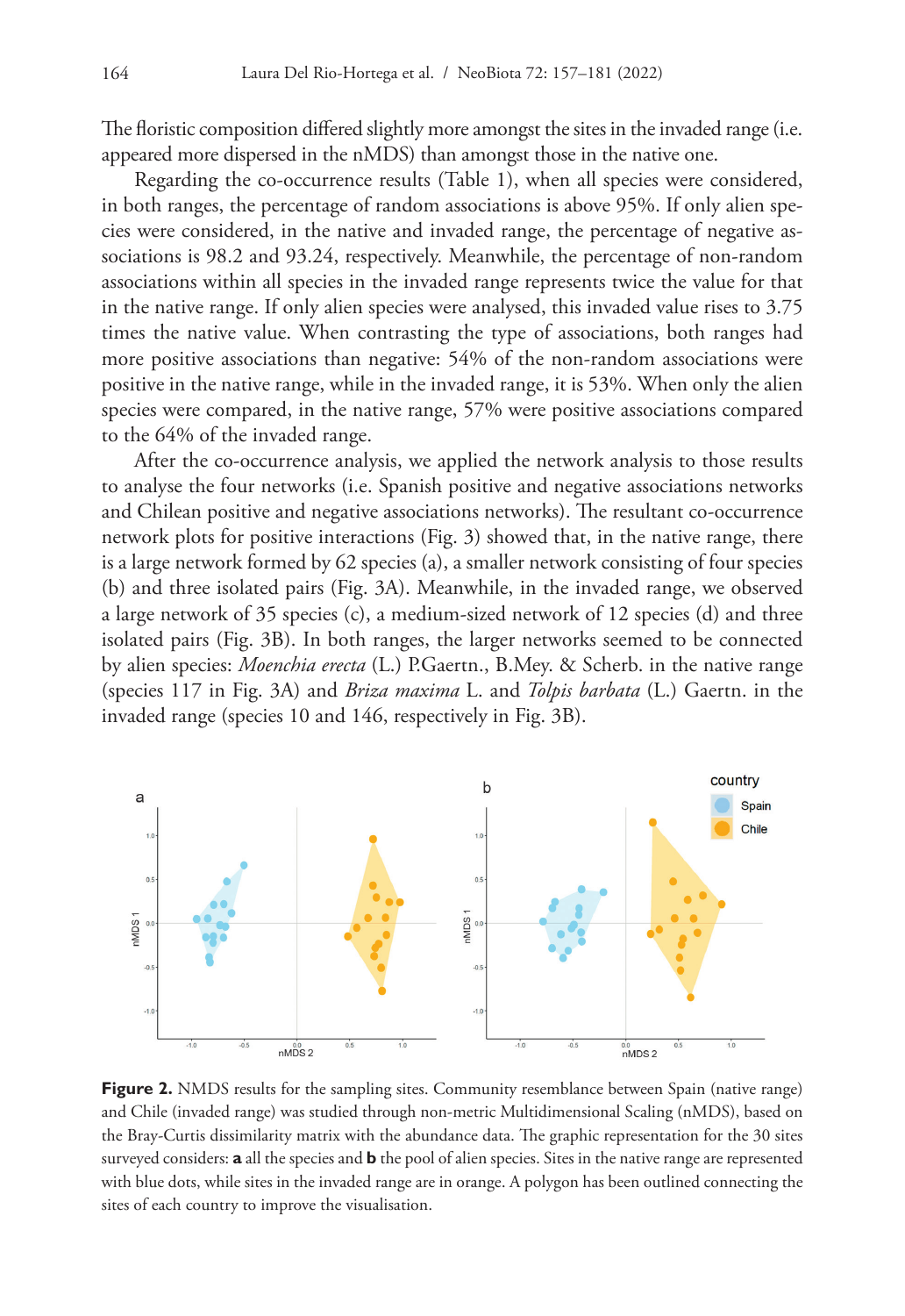The floristic composition differed slightly more amongst the sites in the invaded range (i.e. appeared more dispersed in the nMDS) than amongst those in the native one.

Regarding the co-occurrence results (Table 1), when all species were considered, in both ranges, the percentage of random associations is above 95%. If only alien species were considered, in the native and invaded range, the percentage of negative associations is 98.2 and 93.24, respectively. Meanwhile, the percentage of non-random associations within all species in the invaded range represents twice the value for that in the native range. If only alien species were analysed, this invaded value rises to 3.75 times the native value. When contrasting the type of associations, both ranges had more positive associations than negative: 54% of the non-random associations were positive in the native range, while in the invaded range, it is 53%. When only the alien species were compared, in the native range, 57% were positive associations compared to the 64% of the invaded range.

After the co-occurrence analysis, we applied the network analysis to those results to analyse the four networks (i.e. Spanish positive and negative associations networks and Chilean positive and negative associations networks). The resultant co-occurrence network plots for positive interactions (Fig. 3) showed that, in the native range, there is a large network formed by 62 species (a), a smaller network consisting of four species (b) and three isolated pairs (Fig. 3A). Meanwhile, in the invaded range, we observed a large network of 35 species (c), a medium-sized network of 12 species (d) and three isolated pairs (Fig. 3B). In both ranges, the larger networks seemed to be connected by alien species: *Moenchia erecta* (L.) P.Gaertn., B.Mey. & Scherb. in the native range (species 117 in Fig. 3A) and *Briza maxima* L. and *Tolpis barbata* (L.) Gaertn. in the invaded range (species 10 and 146, respectively in Fig. 3B).

**Figure 2.** NMDS results for the sampling sites. Community resemblance between Spain (native range) and Chile (invaded range) was studied through non-metric Multidimensional Scaling (nMDS), based on the Bray-Curtis dissimilarity matrix with the abundance data. The graphic representation for the 30 sites surveyed considers: **a** all the species and **b** the pool of alien species. Sites in the native range are represented with blue dots, while sites in the invaded range are in orange. A polygon has been outlined connecting the sites of each country to improve the visualisation.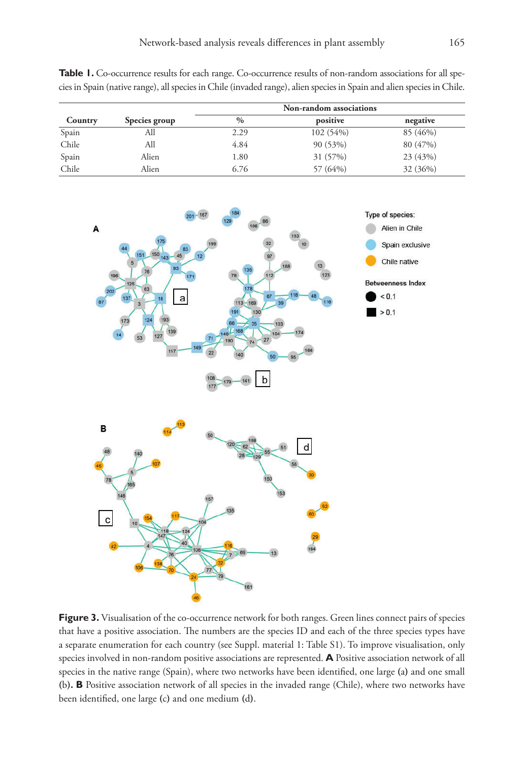**Table 1.** Co-occurrence results for each range. Co-occurrence results of non-random associations for all species in Spain (native range), all species in Chile (invaded range), alien species in Spain and alien species in Chile.

| Country | Species group | Non-random associations | | |
|---|---|---|---|---|
| | | % | positive | negative |
| Spain | All | 2.29 | 102 (54%) | 85 (46%) |
| Chile | All | 4.84 | 90 (53%) | 80 (47%) |
| Spain | Alien | 1.80 | 31 (57%) | 23 (43%) |
| Chile | Alien | 6.76 | 57 (64%) | 32 (36%) |

**Figure 3.** Visualisation of the co-occurrence network for both ranges. Green lines connect pairs of species that have a positive association. The numbers are the species ID and each of the three species types have a separate enumeration for each country (see Suppl. material 1: Table S1). To improve visualisation, only species involved in non-random positive associations are represented. **A** Positive association network of all species in the native range (Spain), where two networks have been identified, one large (a) and one small (b). **B** Positive association network of all species in the invaded range (Chile), where two networks have been identified, one large (c) and one medium (d).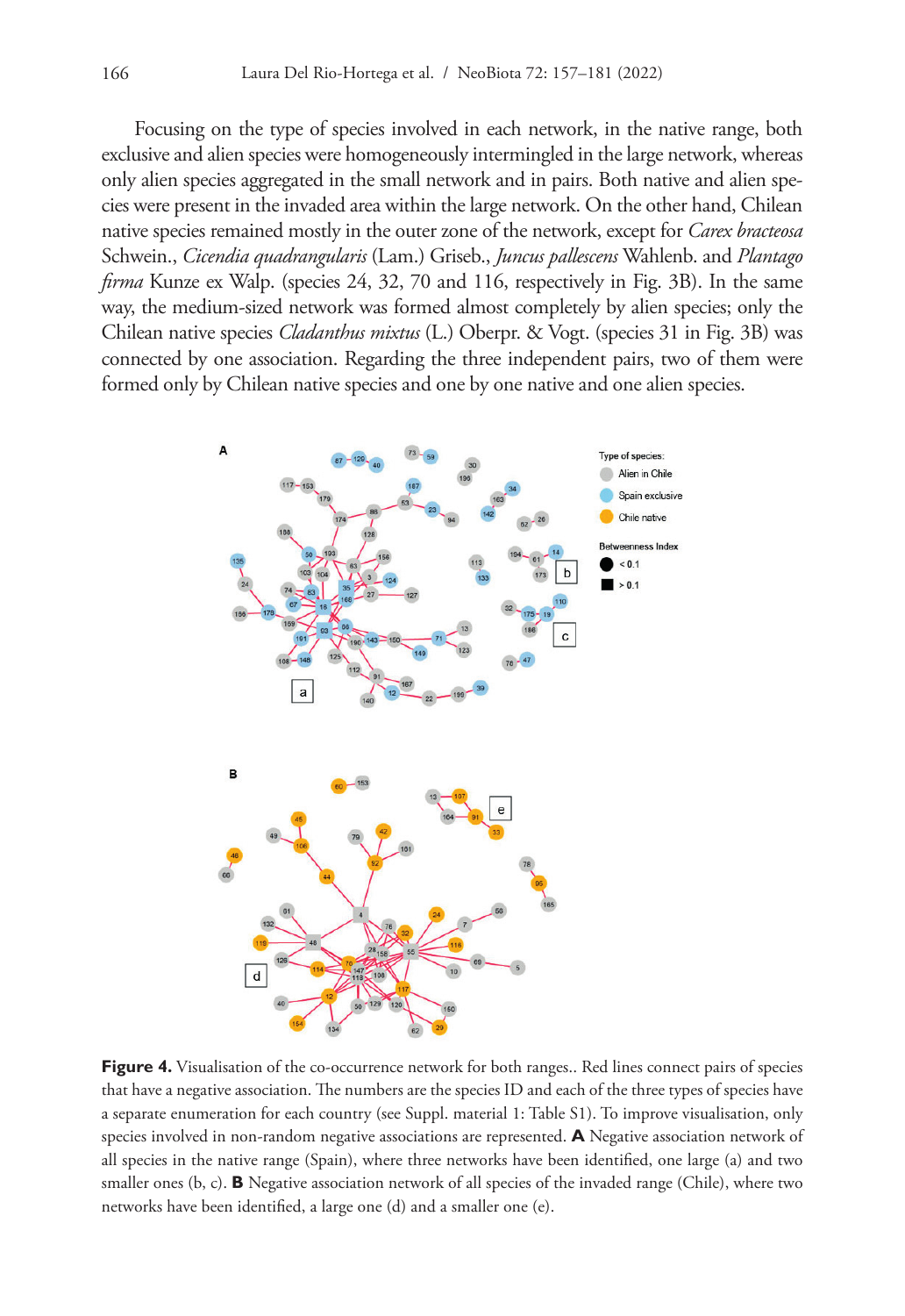Focusing on the type of species involved in each network, in the native range, both exclusive and alien species were homogeneously intermingled in the large network, whereas only alien species aggregated in the small network and in pairs. Both native and alien species were present in the invaded area within the large network. On the other hand, Chilean native species remained mostly in the outer zone of the network, except for *Carex bracteosa* Schwein., *Cicendia quadrangularis* (Lam.) Griseb., *Juncus pallescens* Wahlenb. and *Plantago firma* Kunze ex Walp. (species 24, 32, 70 and 116, respectively in Fig. 3B). In the same way, the medium-sized network was formed almost completely by alien species; only the Chilean native species *Cladanthus mixtus* (L.) Oberpr. & Vogt. (species 31 in Fig. 3B) was connected by one association. Regarding the three independent pairs, two of them were formed only by Chilean native species and one by one native and one alien species.

**Figure 4.** Visualisation of the co-occurrence network for both ranges.. Red lines connect pairs of species that have a negative association. The numbers are the species ID and each of the three types of species have a separate enumeration for each country (see Suppl. material 1: Table S1). To improve visualisation, only species involved in non-random negative associations are represented. **A** Negative association network of all species in the native range (Spain), where three networks have been identified, one large (a) and two smaller ones (b, c). **B** Negative association network of all species of the invaded range (Chile), where two networks have been identified, a large one (d) and a smaller one (e).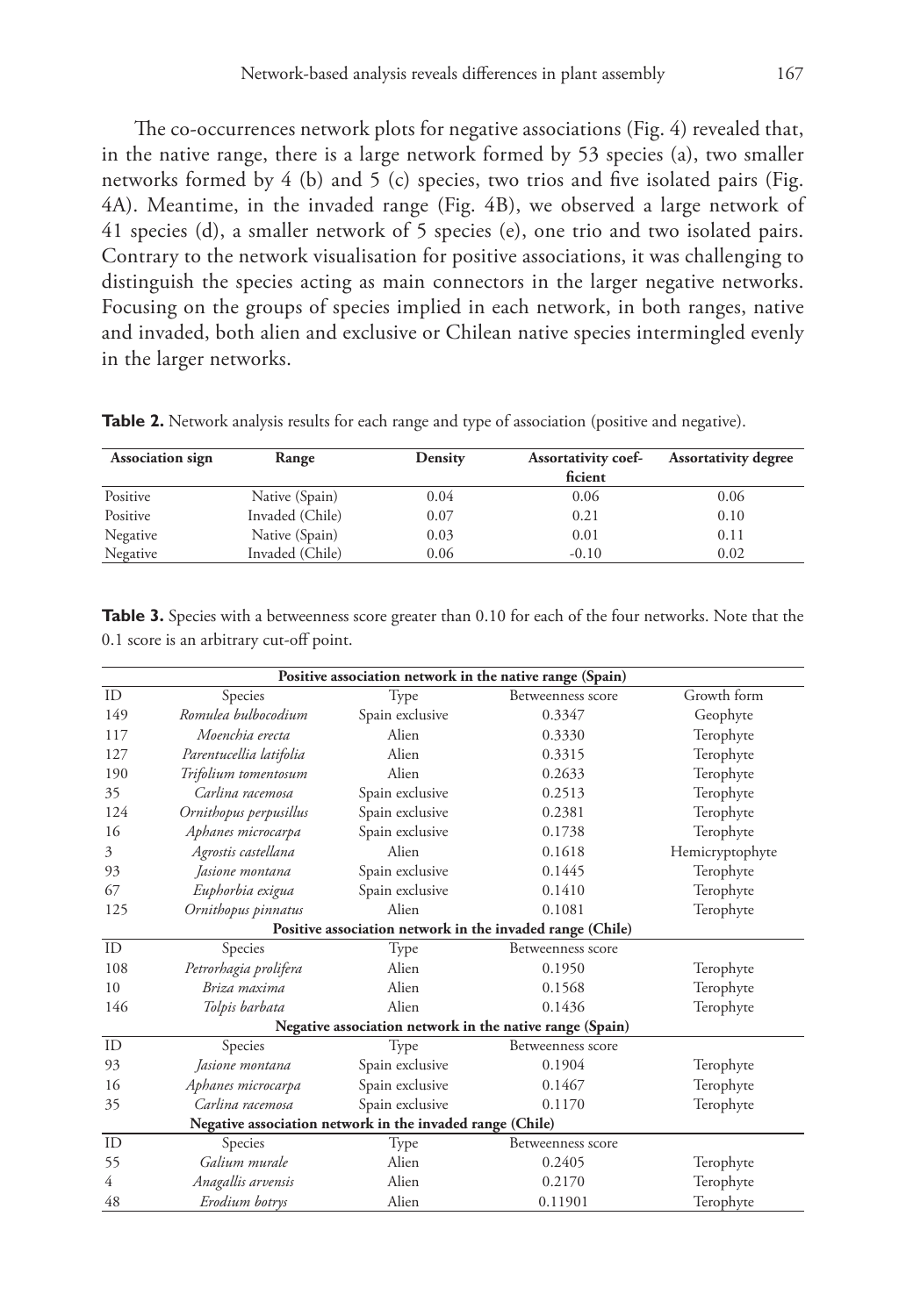The co-occurrences network plots for negative associations (Fig. 4) revealed that, in the native range, there is a large network formed by 53 species (a), two smaller networks formed by 4 (b) and 5 (c) species, two trios and five isolated pairs (Fig. 4A). Meantime, in the invaded range (Fig. 4B), we observed a large network of 41 species (d), a smaller network of 5 species (e), one trio and two isolated pairs. Contrary to the network visualisation for positive associations, it was challenging to distinguish the species acting as main connectors in the larger negative networks. Focusing on the groups of species implied in each network, in both ranges, native and invaded, both alien and exclusive or Chilean native species intermingled evenly in the larger networks.

**Table 2.** Network analysis results for each range and type of association (positive and negative).

| Association sign | Range | Density | Assortativity coefficient | Assortativity degree |
|---|---|---|---|---|
| Positive | Native (Spain) | 0.04 | 0.06 | 0.06 |
| Positive | Invaded (Chile) | 0.07 | 0.21 | 0.10 |
| Negative | Native (Spain) | 0.03 | 0.01 | 0.11 |
| Negative | Invaded (Chile) | 0.06 | -0.10 | 0.02 |

**Table 3.** Species with a betweenness score greater than 0.10 for each of the four networks. Note that the 0.1 score is an arbitrary cut-off point.

| Positive association network in the native range (Spain) | | | | |
|---|---|---|---|---|
| ID | Species | Type | Betweenness score | Growth form |
| 149 | *Romulea bulbocodium* | Spain exclusive | 0.3347 | Geophyte |
| 117 | *Moenchia erecta* | Alien | 0.3330 | Terophyte |
| 127 | *Parentucellia latifolia* | Alien | 0.3315 | Terophyte |
| 190 | *Trifolium tomentosum* | Alien | 0.2633 | Terophyte |
| 35 | *Carlina racemosa* | Spain exclusive | 0.2513 | Terophyte |
| 124 | *Ornithopus perpusillus* | Spain exclusive | 0.2381 | Terophyte |
| 16 | *Aphanes microcarpa* | Spain exclusive | 0.1738 | Terophyte |
| 3 | *Agrostis castellana* | Alien | 0.1618 | Hemicryptophyte |
| 93 | *Jasione montana* | Spain exclusive | 0.1445 | Terophyte |
| 67 | *Euphorbia exigua* | Spain exclusive | 0.1410 | Terophyte |
| 125 | *Ornithopus pinnatus* | Alien | 0.1081 | Terophyte |
| **Positive association network in the invaded range (Chile)** | | | | |
| ID | Species | Type | Betweenness score | |
| 108 | *Petrorhagia prolifera* | Alien | 0.1950 | Terophyte |
| 10 | *Briza maxima* | Alien | 0.1568 | Terophyte |
| 146 | *Tolpis barbata* | Alien | 0.1436 | Terophyte |
| **Negative association network in the native range (Spain)** | | | | |
| ID | Species | Type | Betweenness score | |
| 93 | *Jasione montana* | Spain exclusive | 0.1904 | Terophyte |
| 16 | *Aphanes microcarpa* | Spain exclusive | 0.1467 | Terophyte |
| 35 | *Carlina racemosa* | Spain exclusive | 0.1170 | Terophyte |
| **Negative association network in the invaded range (Chile)** | | | | |
| ID | Species | Type | Betweenness score | |
| 55 | *Galium murale* | Alien | 0.2405 | Terophyte |
| 4 | *Anagallis arvensis* | Alien | 0.2170 | Terophyte |
| 48 | *Erodium botrys* | Alien | 0.11901 | Terophyte |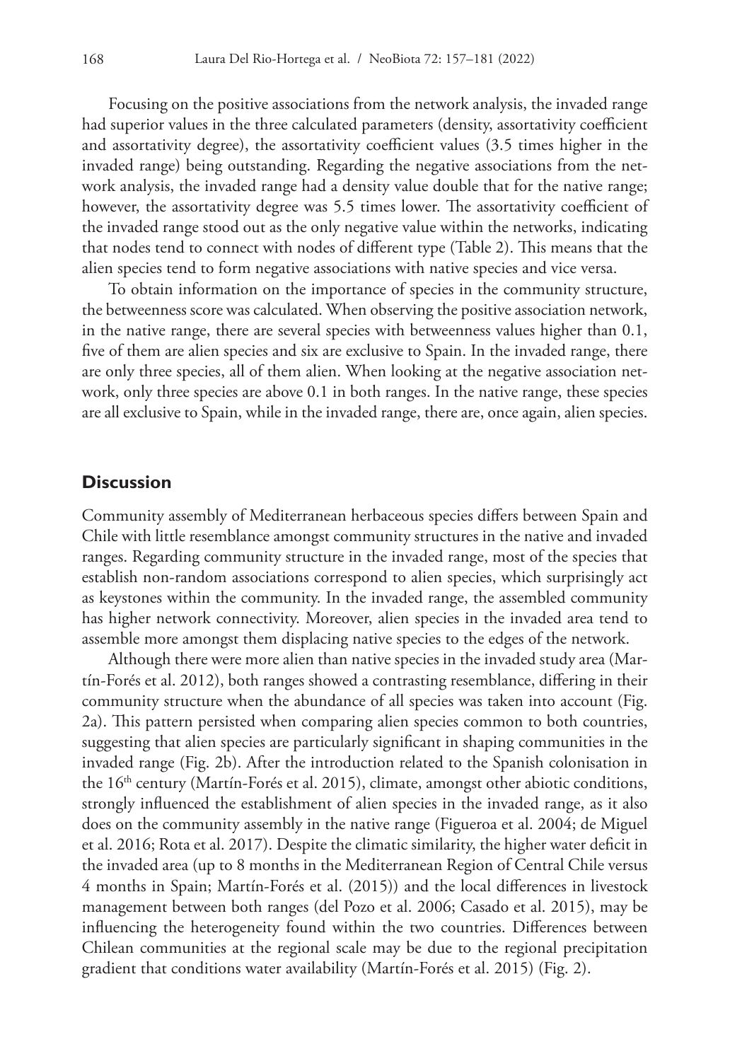Focusing on the positive associations from the network analysis, the invaded range had superior values in the three calculated parameters (density, assortativity coefficient and assortativity degree), the assortativity coefficient values (3.5 times higher in the invaded range) being outstanding. Regarding the negative associations from the network analysis, the invaded range had a density value double that for the native range; however, the assortativity degree was 5.5 times lower. The assortativity coefficient of the invaded range stood out as the only negative value within the networks, indicating that nodes tend to connect with nodes of different type (Table 2). This means that the alien species tend to form negative associations with native species and vice versa.

To obtain information on the importance of species in the community structure, the betweenness score was calculated. When observing the positive association network, in the native range, there are several species with betweenness values higher than 0.1, five of them are alien species and six are exclusive to Spain. In the invaded range, there are only three species, all of them alien. When looking at the negative association network, only three species are above 0.1 in both ranges. In the native range, these species are all exclusive to Spain, while in the invaded range, there are, once again, alien species.

## Discussion

Community assembly of Mediterranean herbaceous species differs between Spain and Chile with little resemblance amongst community structures in the native and invaded ranges. Regarding community structure in the invaded range, most of the species that establish non-random associations correspond to alien species, which surprisingly act as keystones within the community. In the invaded range, the assembled community has higher network connectivity. Moreover, alien species in the invaded area tend to assemble more amongst them displacing native species to the edges of the network.

Although there were more alien than native species in the invaded study area (Martín-Forés et al. 2012), both ranges showed a contrasting resemblance, differing in their community structure when the abundance of all species was taken into account (Fig. 2a). This pattern persisted when comparing alien species common to both countries, suggesting that alien species are particularly significant in shaping communities in the invaded range (Fig. 2b). After the introduction related to the Spanish colonisation in the 16th century (Martín-Forés et al. 2015), climate, amongst other abiotic conditions, strongly influenced the establishment of alien species in the invaded range, as it also does on the community assembly in the native range (Figueroa et al. 2004; de Miguel et al. 2016; Rota et al. 2017). Despite the climatic similarity, the higher water deficit in the invaded area (up to 8 months in the Mediterranean Region of Central Chile versus 4 months in Spain; Martín-Forés et al. (2015)) and the local differences in livestock management between both ranges (del Pozo et al. 2006; Casado et al. 2015), may be influencing the heterogeneity found within the two countries. Differences between Chilean communities at the regional scale may be due to the regional precipitation gradient that conditions water availability (Martín-Forés et al. 2015) (Fig. 2).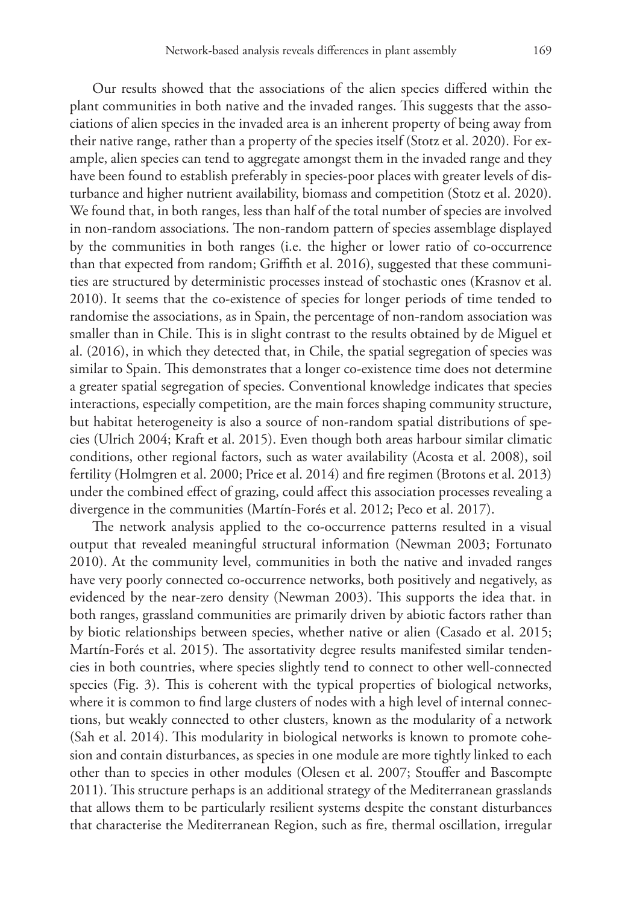Our results showed that the associations of the alien species differed within the plant communities in both native and the invaded ranges. This suggests that the associations of alien species in the invaded area is an inherent property of being away from their native range, rather than a property of the species itself (Stotz et al. 2020). For example, alien species can tend to aggregate amongst them in the invaded range and they have been found to establish preferably in species-poor places with greater levels of disturbance and higher nutrient availability, biomass and competition (Stotz et al. 2020). We found that, in both ranges, less than half of the total number of species are involved in non-random associations. The non-random pattern of species assemblage displayed by the communities in both ranges (i.e. the higher or lower ratio of co-occurrence than that expected from random; Griffith et al. 2016), suggested that these communities are structured by deterministic processes instead of stochastic ones (Krasnov et al. 2010). It seems that the co-existence of species for longer periods of time tended to randomise the associations, as in Spain, the percentage of non-random association was smaller than in Chile. This is in slight contrast to the results obtained by de Miguel et al. (2016), in which they detected that, in Chile, the spatial segregation of species was similar to Spain. This demonstrates that a longer co-existence time does not determine a greater spatial segregation of species. Conventional knowledge indicates that species interactions, especially competition, are the main forces shaping community structure, but habitat heterogeneity is also a source of non-random spatial distributions of species (Ulrich 2004; Kraft et al. 2015). Even though both areas harbour similar climatic conditions, other regional factors, such as water availability (Acosta et al. 2008), soil fertility (Holmgren et al. 2000; Price et al. 2014) and fire regimen (Brotons et al. 2013) under the combined effect of grazing, could affect this association processes revealing a divergence in the communities (Martín-Forés et al. 2012; Peco et al. 2017).

The network analysis applied to the co-occurrence patterns resulted in a visual output that revealed meaningful structural information (Newman 2003; Fortunato 2010). At the community level, communities in both the native and invaded ranges have very poorly connected co-occurrence networks, both positively and negatively, as evidenced by the near-zero density (Newman 2003). This supports the idea that. in both ranges, grassland communities are primarily driven by abiotic factors rather than by biotic relationships between species, whether native or alien (Casado et al. 2015; Martín-Forés et al. 2015). The assortativity degree results manifested similar tendencies in both countries, where species slightly tend to connect to other well-connected species (Fig. 3). This is coherent with the typical properties of biological networks, where it is common to find large clusters of nodes with a high level of internal connections, but weakly connected to other clusters, known as the modularity of a network (Sah et al. 2014). This modularity in biological networks is known to promote cohesion and contain disturbances, as species in one module are more tightly linked to each other than to species in other modules (Olesen et al. 2007; Stouffer and Bascompte 2011). This structure perhaps is an additional strategy of the Mediterranean grasslands that allows them to be particularly resilient systems despite the constant disturbances that characterise the Mediterranean Region, such as fire, thermal oscillation, irregular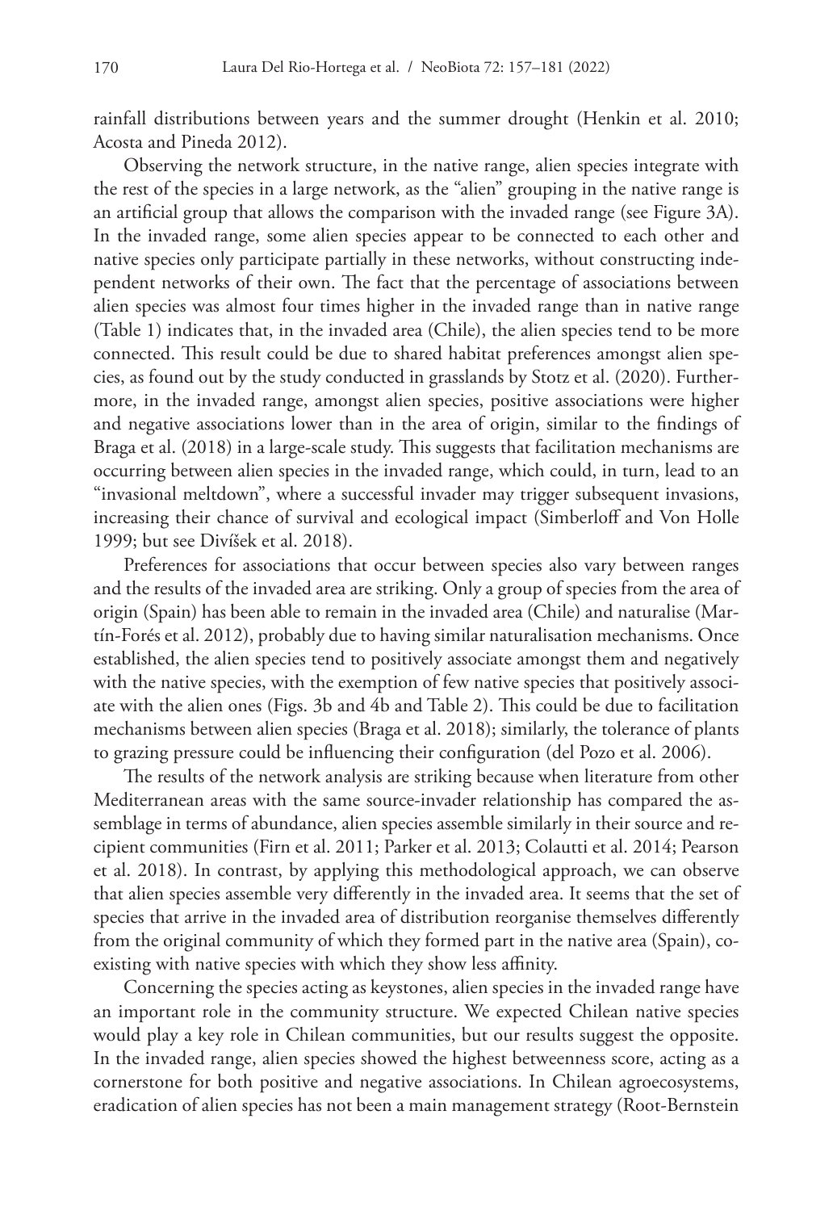rainfall distributions between years and the summer drought (Henkin et al. 2010; Acosta and Pineda 2012).

Observing the network structure, in the native range, alien species integrate with the rest of the species in a large network, as the "alien" grouping in the native range is an artificial group that allows the comparison with the invaded range (see Figure 3A). In the invaded range, some alien species appear to be connected to each other and native species only participate partially in these networks, without constructing independent networks of their own. The fact that the percentage of associations between alien species was almost four times higher in the invaded range than in native range (Table 1) indicates that, in the invaded area (Chile), the alien species tend to be more connected. This result could be due to shared habitat preferences amongst alien species, as found out by the study conducted in grasslands by Stotz et al. (2020). Furthermore, in the invaded range, amongst alien species, positive associations were higher and negative associations lower than in the area of origin, similar to the findings of Braga et al. (2018) in a large-scale study. This suggests that facilitation mechanisms are occurring between alien species in the invaded range, which could, in turn, lead to an "invasional meltdown", where a successful invader may trigger subsequent invasions, increasing their chance of survival and ecological impact (Simberloff and Von Holle 1999; but see Divíšek et al. 2018).

Preferences for associations that occur between species also vary between ranges and the results of the invaded area are striking. Only a group of species from the area of origin (Spain) has been able to remain in the invaded area (Chile) and naturalise (Martín-Forés et al. 2012), probably due to having similar naturalisation mechanisms. Once established, the alien species tend to positively associate amongst them and negatively with the native species, with the exemption of few native species that positively associate with the alien ones (Figs. 3b and 4b and Table 2). This could be due to facilitation mechanisms between alien species (Braga et al. 2018); similarly, the tolerance of plants to grazing pressure could be influencing their configuration (del Pozo et al. 2006).

The results of the network analysis are striking because when literature from other Mediterranean areas with the same source-invader relationship has compared the assemblage in terms of abundance, alien species assemble similarly in their source and recipient communities (Firn et al. 2011; Parker et al. 2013; Colautti et al. 2014; Pearson et al. 2018). In contrast, by applying this methodological approach, we can observe that alien species assemble very differently in the invaded area. It seems that the set of species that arrive in the invaded area of distribution reorganise themselves differently from the original community of which they formed part in the native area (Spain), coexisting with native species with which they show less affinity.

Concerning the species acting as keystones, alien species in the invaded range have an important role in the community structure. We expected Chilean native species would play a key role in Chilean communities, but our results suggest the opposite. In the invaded range, alien species showed the highest betweenness score, acting as a cornerstone for both positive and negative associations. In Chilean agroecosystems, eradication of alien species has not been a main management strategy (Root-Bernstein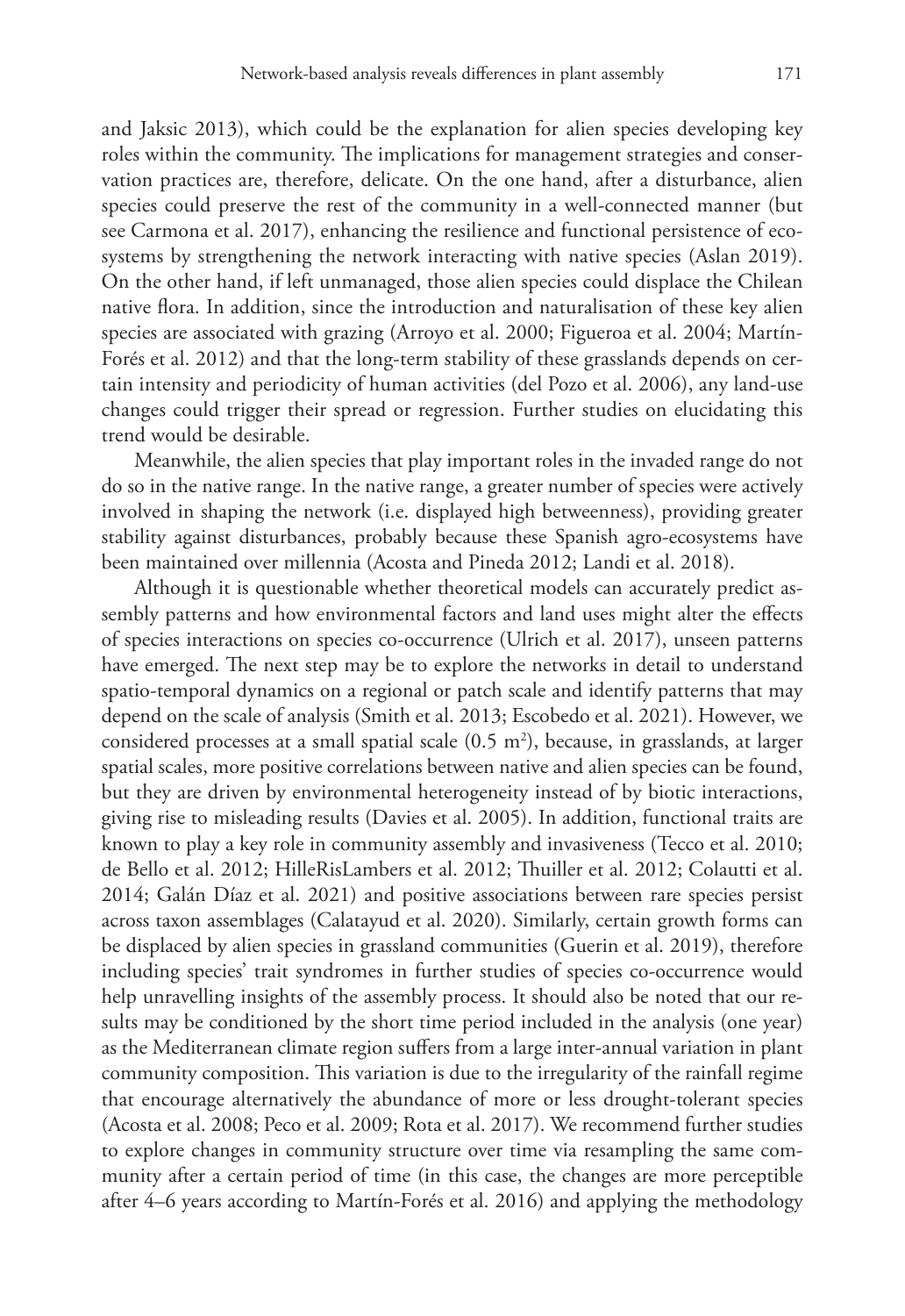and Jaksic 2013), which could be the explanation for alien species developing key roles within the community. The implications for management strategies and conservation practices are, therefore, delicate. On the one hand, after a disturbance, alien species could preserve the rest of the community in a well-connected manner (but see Carmona et al. 2017), enhancing the resilience and functional persistence of ecosystems by strengthening the network interacting with native species (Aslan 2019). On the other hand, if left unmanaged, those alien species could displace the Chilean native flora. In addition, since the introduction and naturalisation of these key alien species are associated with grazing (Arroyo et al. 2000; Figueroa et al. 2004; Martín-Forés et al. 2012) and that the long-term stability of these grasslands depends on certain intensity and periodicity of human activities (del Pozo et al. 2006), any land-use changes could trigger their spread or regression. Further studies on elucidating this trend would be desirable.

Meanwhile, the alien species that play important roles in the invaded range do not do so in the native range. In the native range, a greater number of species were actively involved in shaping the network (i.e. displayed high betweenness), providing greater stability against disturbances, probably because these Spanish agro-ecosystems have been maintained over millennia (Acosta and Pineda 2012; Landi et al. 2018).

Although it is questionable whether theoretical models can accurately predict assembly patterns and how environmental factors and land uses might alter the effects of species interactions on species co-occurrence (Ulrich et al. 2017), unseen patterns have emerged. The next step may be to explore the networks in detail to understand spatio-temporal dynamics on a regional or patch scale and identify patterns that may depend on the scale of analysis (Smith et al. 2013; Escobedo et al. 2021). However, we considered processes at a small spatial scale (0.5 $m^2$), because, in grasslands, at larger spatial scales, more positive correlations between native and alien species can be found, but they are driven by environmental heterogeneity instead of by biotic interactions, giving rise to misleading results (Davies et al. 2005). In addition, functional traits are known to play a key role in community assembly and invasiveness (Tecco et al. 2010; de Bello et al. 2012; HilleRisLambers et al. 2012; Thuiller et al. 2012; Colautti et al. 2014; Galán Díaz et al. 2021) and positive associations between rare species persist across taxon assemblages (Calatayud et al. 2020). Similarly, certain growth forms can be displaced by alien species in grassland communities (Guerin et al. 2019), therefore including species' trait syndromes in further studies of species co-occurrence would help unravelling insights of the assembly process. It should also be noted that our results may be conditioned by the short time period included in the analysis (one year) as the Mediterranean climate region suffers from a large inter-annual variation in plant community composition. This variation is due to the irregularity of the rainfall regime that encourage alternatively the abundance of more or less drought-tolerant species (Acosta et al. 2008; Peco et al. 2009; Rota et al. 2017). We recommend further studies to explore changes in community structure over time via resampling the same community after a certain period of time (in this case, the changes are more perceptible after 4–6 years according to Martín-Forés et al. 2016) and applying the methodology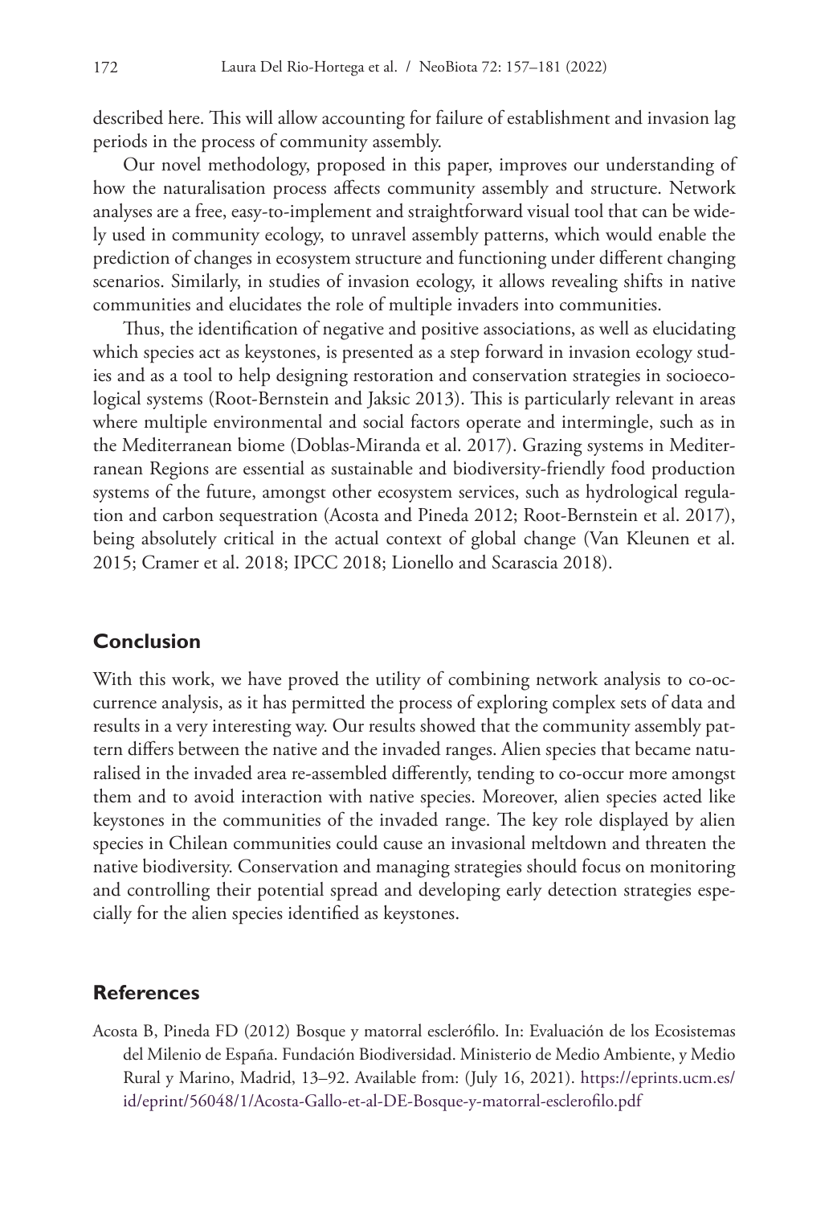described here. This will allow accounting for failure of establishment and invasion lag periods in the process of community assembly.

Our novel methodology, proposed in this paper, improves our understanding of how the naturalisation process affects community assembly and structure. Network analyses are a free, easy-to-implement and straightforward visual tool that can be widely used in community ecology, to unravel assembly patterns, which would enable the prediction of changes in ecosystem structure and functioning under different changing scenarios. Similarly, in studies of invasion ecology, it allows revealing shifts in native communities and elucidates the role of multiple invaders into communities.

Thus, the identification of negative and positive associations, as well as elucidating which species act as keystones, is presented as a step forward in invasion ecology studies and as a tool to help designing restoration and conservation strategies in socioecological systems (Root-Bernstein and Jaksic 2013). This is particularly relevant in areas where multiple environmental and social factors operate and intermingle, such as in the Mediterranean biome (Doblas-Miranda et al. 2017). Grazing systems in Mediterranean Regions are essential as sustainable and biodiversity-friendly food production systems of the future, amongst other ecosystem services, such as hydrological regulation and carbon sequestration (Acosta and Pineda 2012; Root-Bernstein et al. 2017), being absolutely critical in the actual context of global change (Van Kleunen et al. 2015; Cramer et al. 2018; IPCC 2018; Lionello and Scarascia 2018).

## Conclusion

With this work, we have proved the utility of combining network analysis to co-occurrence analysis, as it has permitted the process of exploring complex sets of data and results in a very interesting way. Our results showed that the community assembly pattern differs between the native and the invaded ranges. Alien species that became naturalised in the invaded area re-assembled differently, tending to co-occur more amongst them and to avoid interaction with native species. Moreover, alien species acted like keystones in the communities of the invaded range. The key role displayed by alien species in Chilean communities could cause an invasional meltdown and threaten the native biodiversity. Conservation and managing strategies should focus on monitoring and controlling their potential spread and developing early detection strategies especially for the alien species identified as keystones.

## References

Acosta B, Pineda FD (2012) Bosque y matorral esclerófilo. In: Evaluación de los Ecosistemas del Milenio de España. Fundación Biodiversidad. Ministerio de Medio Ambiente, y Medio Rural y Marino, Madrid, 13–92. Available from: (July 16, 2021). https://eprints.ucm.es/id/eprint/56048/1/Acosta-Gallo-et-al-DE-Bosque-y-matorral-esclerofilo.pdf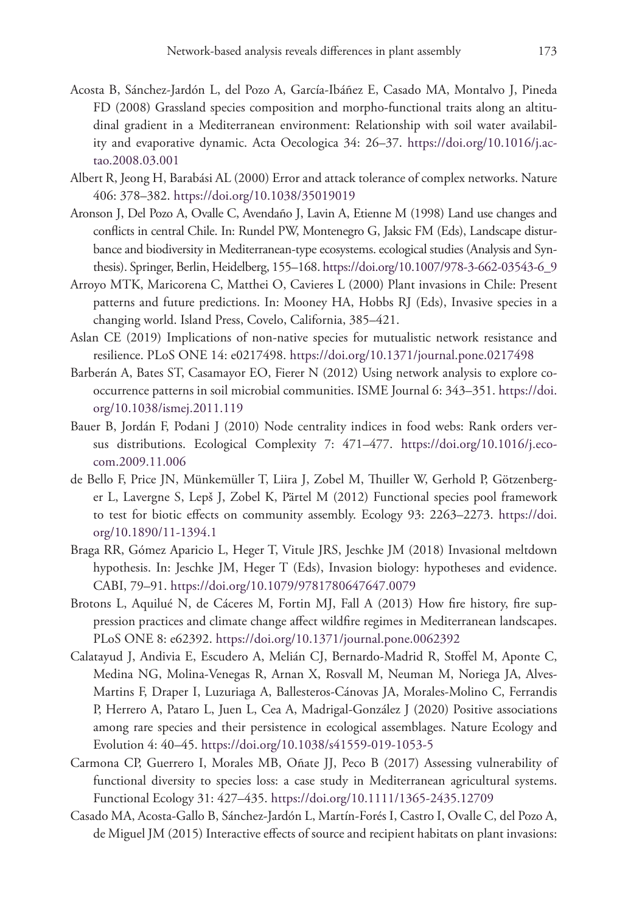Acosta B, Sánchez-Jardón L, del Pozo A, García-Ibáñez E, Casado MA, Montalvo J, Pineda FD (2008) Grassland species composition and morpho-functional traits along an altitudinal gradient in a Mediterranean environment: Relationship with soil water availability and evaporative dynamic. Acta Oecologica 34: 26–37. https://doi.org/10.1016/j.actao.2008.03.001

Albert R, Jeong H, Barabási AL (2000) Error and attack tolerance of complex networks. Nature 406: 378–382. https://doi.org/10.1038/35019019

Aronson J, Del Pozo A, Ovalle C, Avendaño J, Lavin A, Etienne M (1998) Land use changes and conflicts in central Chile. In: Rundel PW, Montenegro G, Jaksic FM (Eds), Landscape disturbance and biodiversity in Mediterranean-type ecosystems. ecological studies (Analysis and Synthesis). Springer, Berlin, Heidelberg, 155–168. https://doi.org/10.1007/978-3-662-03543-6_9

Arroyo MTK, Maricorena C, Matthei O, Cavieres L (2000) Plant invasions in Chile: Present patterns and future predictions. In: Mooney HA, Hobbs RJ (Eds), Invasive species in a changing world. Island Press, Covelo, California, 385–421.

Aslan CE (2019) Implications of non-native species for mutualistic network resistance and resilience. PLoS ONE 14: e0217498. https://doi.org/10.1371/journal.pone.0217498

Barberán A, Bates ST, Casamayor EO, Fierer N (2012) Using network analysis to explore co-occurrence patterns in soil microbial communities. ISME Journal 6: 343–351. https://doi.org/10.1038/ismej.2011.119

Bauer B, Jordán F, Podani J (2010) Node centrality indices in food webs: Rank orders versus distributions. Ecological Complexity 7: 471–477. https://doi.org/10.1016/j.ecocom.2009.11.006

de Bello F, Price JN, Münkemüller T, Liira J, Zobel M, Thuiller W, Gerhold P, Götzenberger L, Lavergne S, Lepš J, Zobel K, Pärtel M (2012) Functional species pool framework to test for biotic effects on community assembly. Ecology 93: 2263–2273. https://doi.org/10.1890/11-1394.1

Braga RR, Gómez Aparicio L, Heger T, Vitule JRS, Jeschke JM (2018) Invasional meltdown hypothesis. In: Jeschke JM, Heger T (Eds), Invasion biology: hypotheses and evidence. CABI, 79–91. https://doi.org/10.1079/9781780647647.0079

Brotons L, Aquilué N, de Cáceres M, Fortin MJ, Fall A (2013) How fire history, fire suppression practices and climate change affect wildfire regimes in Mediterranean landscapes. PLoS ONE 8: e62392. https://doi.org/10.1371/journal.pone.0062392

Calatayud J, Andivia E, Escudero A, Melián CJ, Bernardo-Madrid R, Stoffel M, Aponte C, Medina NG, Molina-Venegas R, Arnan X, Rosvall M, Neuman M, Noriega JA, Alves-Martins F, Draper I, Luzuriaga A, Ballesteros-Cánovas JA, Morales-Molino C, Ferrandis P, Herrero A, Pataro L, Juen L, Cea A, Madrigal-González J (2020) Positive associations among rare species and their persistence in ecological assemblages. Nature Ecology and Evolution 4: 40–45. https://doi.org/10.1038/s41559-019-1053-5

Carmona CP, Guerrero I, Morales MB, Oñate JJ, Peco B (2017) Assessing vulnerability of functional diversity to species loss: a case study in Mediterranean agricultural systems. Functional Ecology 31: 427–435. https://doi.org/10.1111/1365-2435.12709

Casado MA, Acosta-Gallo B, Sánchez-Jardón L, Martín-Forés I, Castro I, Ovalle C, del Pozo A, de Miguel JM (2015) Interactive effects of source and recipient habitats on plant invasions: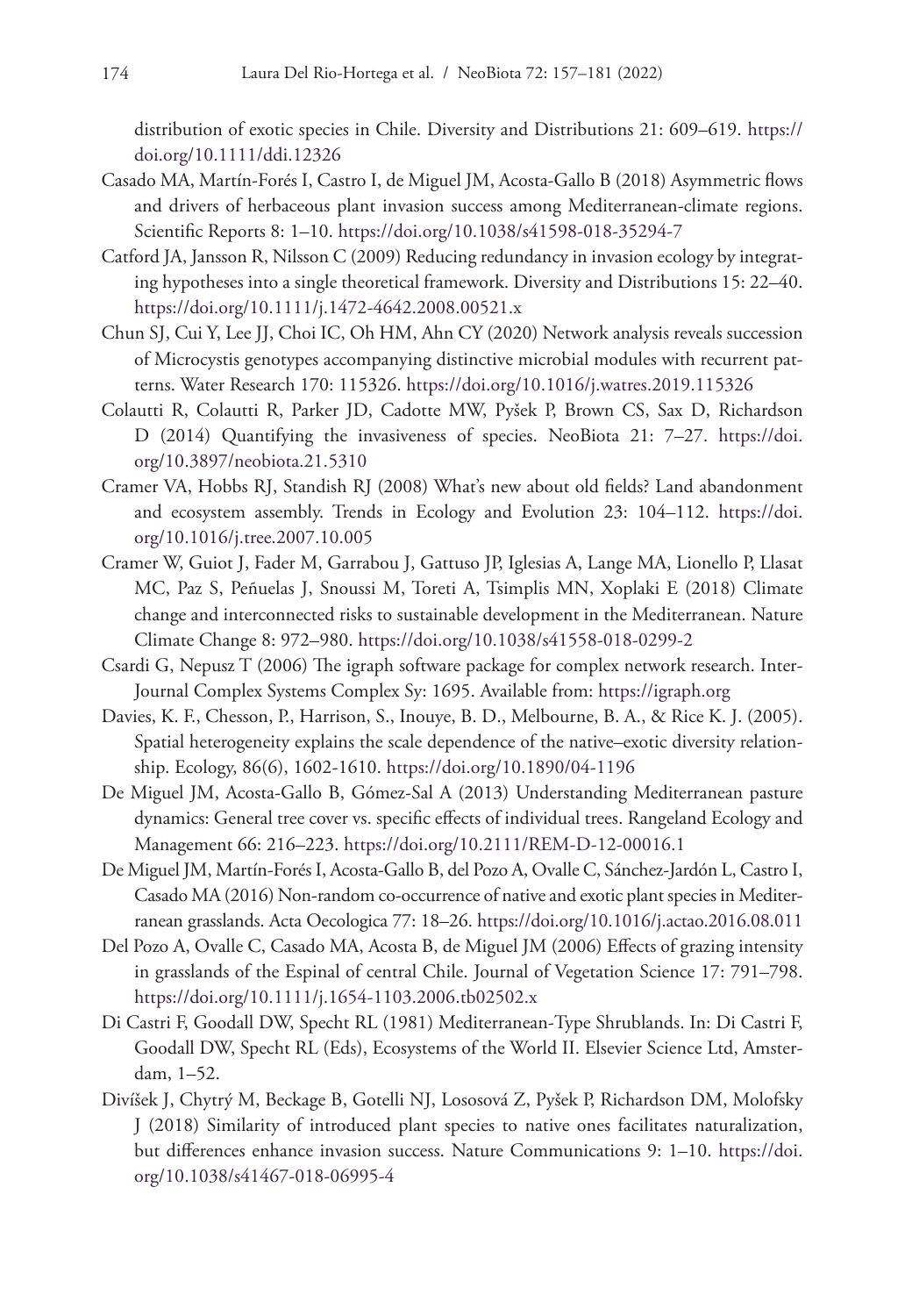distribution of exotic species in Chile. Diversity and Distributions 21: 609–619. https://doi.org/10.1111/ddi.12326

Casado MA, Martín-Forés I, Castro I, de Miguel JM, Acosta-Gallo B (2018) Asymmetric flows and drivers of herbaceous plant invasion success among Mediterranean-climate regions. Scientific Reports 8: 1–10. https://doi.org/10.1038/s41598-018-35294-7

Catford JA, Jansson R, Nilsson C (2009) Reducing redundancy in invasion ecology by integrating hypotheses into a single theoretical framework. Diversity and Distributions 15: 22–40. https://doi.org/10.1111/j.1472-4642.2008.00521.x

Chun SJ, Cui Y, Lee JJ, Choi IC, Oh HM, Ahn CY (2020) Network analysis reveals succession of Microcystis genotypes accompanying distinctive microbial modules with recurrent patterns. Water Research 170: 115326. https://doi.org/10.1016/j.watres.2019.115326

Colautti R, Colautti R, Parker JD, Cadotte MW, Pyšek P, Brown CS, Sax D, Richardson D (2014) Quantifying the invasiveness of species. NeoBiota 21: 7–27. https://doi.org/10.3897/neobiota.21.5310

Cramer VA, Hobbs RJ, Standish RJ (2008) What's new about old fields? Land abandonment and ecosystem assembly. Trends in Ecology and Evolution 23: 104–112. https://doi.org/10.1016/j.tree.2007.10.005

Cramer W, Guiot J, Fader M, Garrabou J, Gattuso JP, Iglesias A, Lange MA, Lionello P, Llasat MC, Paz S, Peñuelas J, Snoussi M, Toreti A, Tsimplis MN, Xoplaki E (2018) Climate change and interconnected risks to sustainable development in the Mediterranean. Nature Climate Change 8: 972–980. https://doi.org/10.1038/s41558-018-0299-2

Csardi G, Nepusz T (2006) The igraph software package for complex network research. InterJournal Complex Systems Complex Sy: 1695. Available from: https://igraph.org

Davies, K. F., Chesson, P., Harrison, S., Inouye, B. D., Melbourne, B. A., & Rice K. J. (2005). Spatial heterogeneity explains the scale dependence of the native–exotic diversity relationship. Ecology, 86(6), 1602-1610. https://doi.org/10.1890/04-1196

De Miguel JM, Acosta-Gallo B, Gómez-Sal A (2013) Understanding Mediterranean pasture dynamics: General tree cover vs. specific effects of individual trees. Rangeland Ecology and Management 66: 216–223. https://doi.org/10.2111/REM-D-12-00016.1

De Miguel JM, Martín-Forés I, Acosta-Gallo B, del Pozo A, Ovalle C, Sánchez-Jardón L, Castro I, Casado MA (2016) Non-random co-occurrence of native and exotic plant species in Mediterranean grasslands. Acta Oecologica 77: 18–26. https://doi.org/10.1016/j.actao.2016.08.011

Del Pozo A, Ovalle C, Casado MA, Acosta B, de Miguel JM (2006) Effects of grazing intensity in grasslands of the Espinal of central Chile. Journal of Vegetation Science 17: 791–798. https://doi.org/10.1111/j.1654-1103.2006.tb02502.x

Di Castri F, Goodall DW, Specht RL (1981) Mediterranean-Type Shrublands. In: Di Castri F, Goodall DW, Specht RL (Eds), Ecosystems of the World II. Elsevier Science Ltd, Amsterdam, 1–52.

Divíšek J, Chytrý M, Beckage B, Gotelli NJ, Lososová Z, Pyšek P, Richardson DM, Molofsky J (2018) Similarity of introduced plant species to native ones facilitates naturalization, but differences enhance invasion success. Nature Communications 9: 1–10. https://doi.org/10.1038/s41467-018-06995-4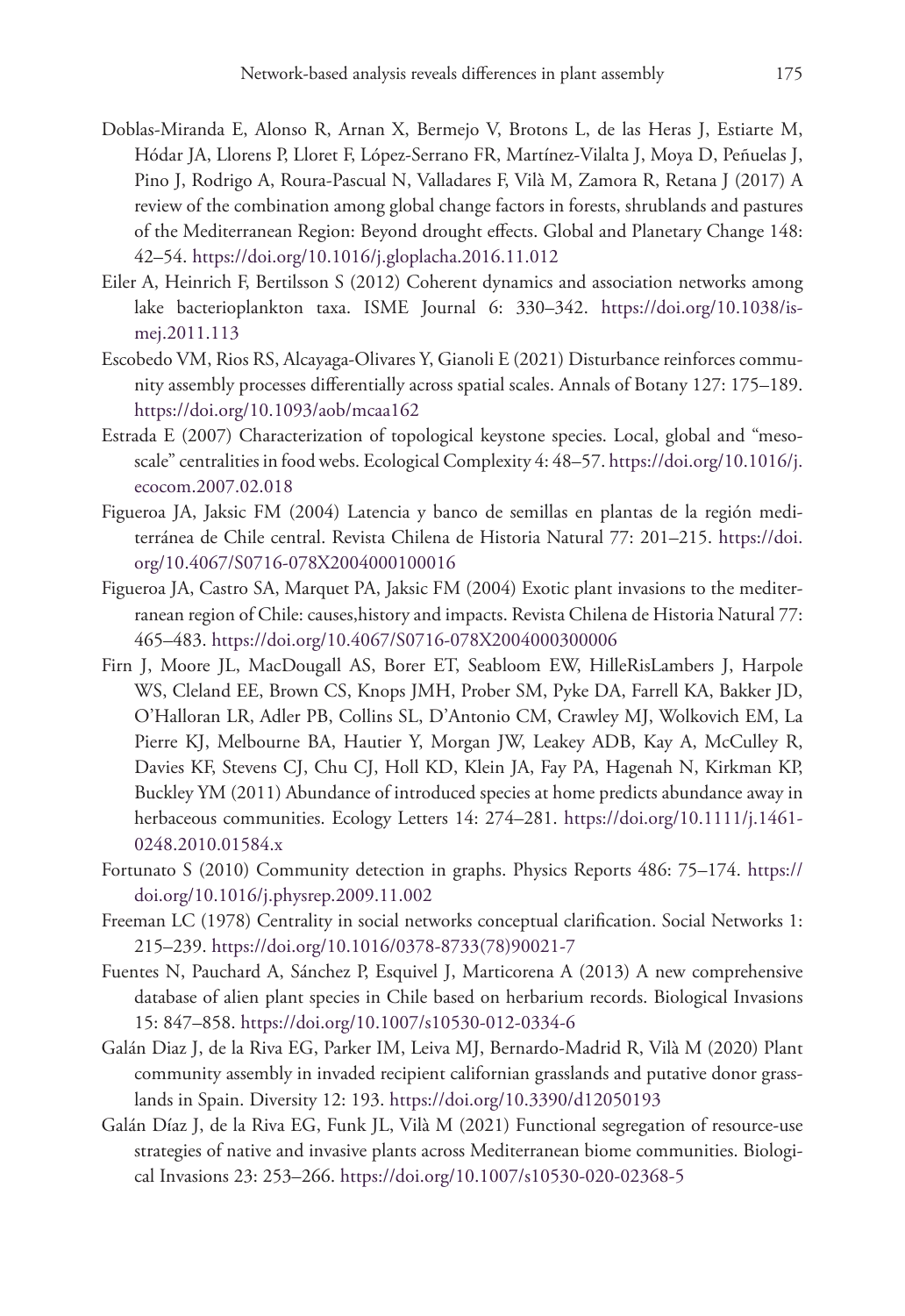Doblas-Miranda E, Alonso R, Arnan X, Bermejo V, Brotons L, de las Heras J, Estiarte M, Hódar JA, Llorens P, Lloret F, López-Serrano FR, Martínez-Vilalta J, Moya D, Peñuelas J, Pino J, Rodrigo A, Roura-Pascual N, Valladares F, Vilà M, Zamora R, Retana J (2017) A review of the combination among global change factors in forests, shrublands and pastures of the Mediterranean Region: Beyond drought effects. Global and Planetary Change 148: 42–54. https://doi.org/10.1016/j.gloplacha.2016.11.012

Eiler A, Heinrich F, Bertilsson S (2012) Coherent dynamics and association networks among lake bacterioplankton taxa. ISME Journal 6: 330–342. https://doi.org/10.1038/ismej.2011.113

Escobedo VM, Rios RS, Alcayaga-Olivares Y, Gianoli E (2021) Disturbance reinforces community assembly processes differentially across spatial scales. Annals of Botany 127: 175–189. https://doi.org/10.1093/aob/mcaa162

Estrada E (2007) Characterization of topological keystone species. Local, global and "meso-scale" centralities in food webs. Ecological Complexity 4: 48–57. https://doi.org/10.1016/j.ecocom.2007.02.018

Figueroa JA, Jaksic FM (2004) Latencia y banco de semillas en plantas de la región mediterránea de Chile central. Revista Chilena de Historia Natural 77: 201–215. https://doi.org/10.4067/S0716-078X2004000100016

Figueroa JA, Castro SA, Marquet PA, Jaksic FM (2004) Exotic plant invasions to the mediterranean region of Chile: causes,history and impacts. Revista Chilena de Historia Natural 77: 465–483. https://doi.org/10.4067/S0716-078X2004000300006

Firn J, Moore JL, MacDougall AS, Borer ET, Seabloom EW, HilleRisLambers J, Harpole WS, Cleland EE, Brown CS, Knops JMH, Prober SM, Pyke DA, Farrell KA, Bakker JD, O'Halloran LR, Adler PB, Collins SL, D'Antonio CM, Crawley MJ, Wolkovich EM, La Pierre KJ, Melbourne BA, Hautier Y, Morgan JW, Leakey ADB, Kay A, McCulley R, Davies KF, Stevens CJ, Chu CJ, Holl KD, Klein JA, Fay PA, Hagenah N, Kirkman KP, Buckley YM (2011) Abundance of introduced species at home predicts abundance away in herbaceous communities. Ecology Letters 14: 274–281. https://doi.org/10.1111/j.1461-0248.2010.01584.x

Fortunato S (2010) Community detection in graphs. Physics Reports 486: 75–174. https://doi.org/10.1016/j.physrep.2009.11.002

Freeman LC (1978) Centrality in social networks conceptual clarification. Social Networks 1: 215–239. https://doi.org/10.1016/0378-8733(78)90021-7

Fuentes N, Pauchard A, Sánchez P, Esquivel J, Marticorena A (2013) A new comprehensive database of alien plant species in Chile based on herbarium records. Biological Invasions 15: 847–858. https://doi.org/10.1007/s10530-012-0334-6

Galán Diaz J, de la Riva EG, Parker IM, Leiva MJ, Bernardo-Madrid R, Vilà M (2020) Plant community assembly in invaded recipient californian grasslands and putative donor grasslands in Spain. Diversity 12: 193. https://doi.org/10.3390/d12050193

Galán Díaz J, de la Riva EG, Funk JL, Vilà M (2021) Functional segregation of resource-use strategies of native and invasive plants across Mediterranean biome communities. Biological Invasions 23: 253–266. https://doi.org/10.1007/s10530-020-02368-5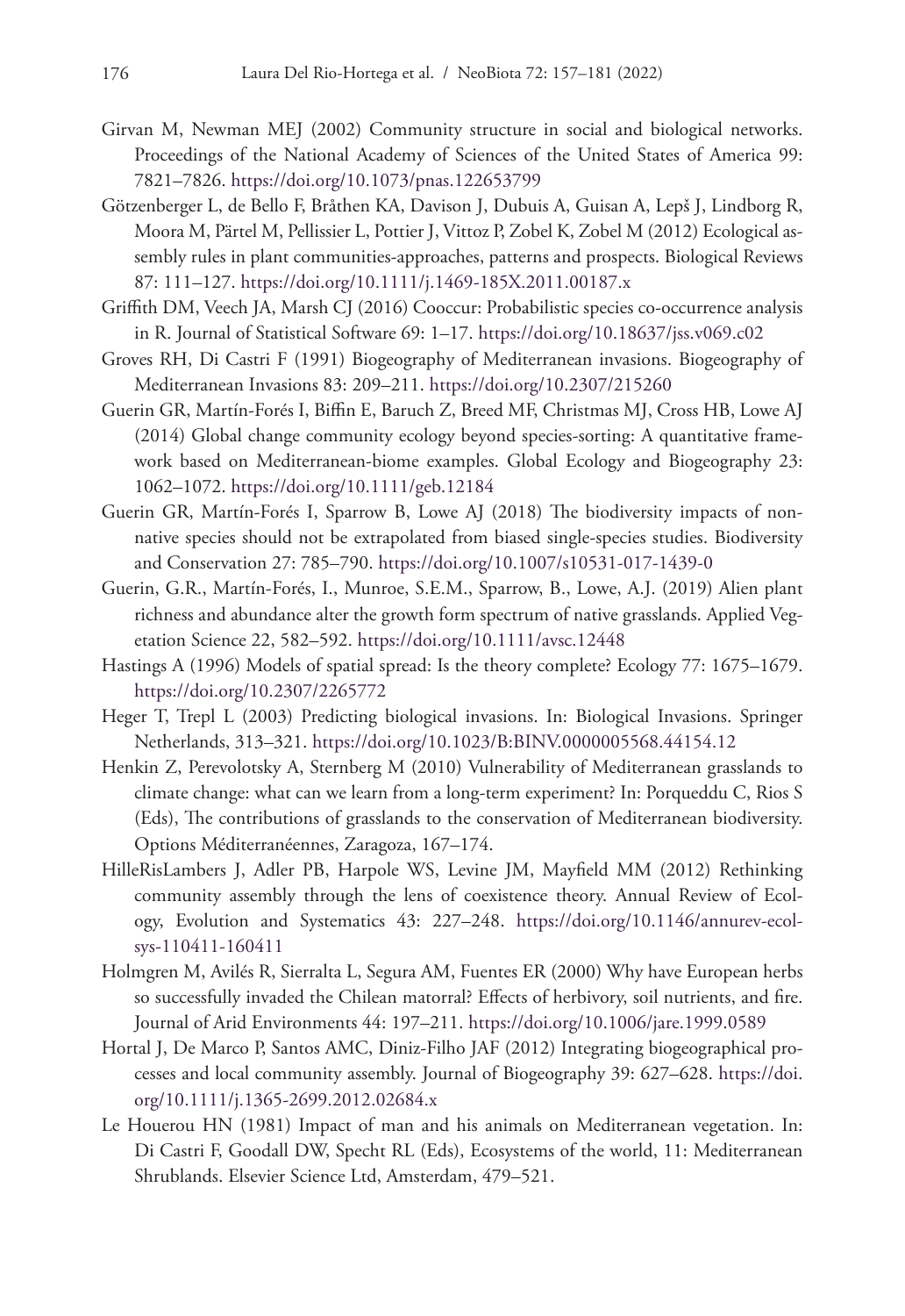Girvan M, Newman MEJ (2002) Community structure in social and biological networks. Proceedings of the National Academy of Sciences of the United States of America 99: 7821–7826. https://doi.org/10.1073/pnas.122653799

Götzenberger L, de Bello F, Bråthen KA, Davison J, Dubuis A, Guisan A, Lepš J, Lindborg R, Moora M, Pärtel M, Pellissier L, Pottier J, Vittoz P, Zobel K, Zobel M (2012) Ecological assembly rules in plant communities-approaches, patterns and prospects. Biological Reviews 87: 111–127. https://doi.org/10.1111/j.1469-185X.2011.00187.x

Griffith DM, Veech JA, Marsh CJ (2016) Cooccur: Probabilistic species co-occurrence analysis in R. Journal of Statistical Software 69: 1–17. https://doi.org/10.18637/jss.v069.c02

Groves RH, Di Castri F (1991) Biogeography of Mediterranean invasions. Biogeography of Mediterranean Invasions 83: 209–211. https://doi.org/10.2307/215260

Guerin GR, Martín-Forés I, Biffin E, Baruch Z, Breed MF, Christmas MJ, Cross HB, Lowe AJ (2014) Global change community ecology beyond species-sorting: A quantitative framework based on Mediterranean-biome examples. Global Ecology and Biogeography 23: 1062–1072. https://doi.org/10.1111/geb.12184

Guerin GR, Martín-Forés I, Sparrow B, Lowe AJ (2018) The biodiversity impacts of non-native species should not be extrapolated from biased single-species studies. Biodiversity and Conservation 27: 785–790. https://doi.org/10.1007/s10531-017-1439-0

Guerin, G.R., Martín-Forés, I., Munroe, S.E.M., Sparrow, B., Lowe, A.J. (2019) Alien plant richness and abundance alter the growth form spectrum of native grasslands. Applied Vegetation Science 22, 582–592. https://doi.org/10.1111/avsc.12448

Hastings A (1996) Models of spatial spread: Is the theory complete? Ecology 77: 1675–1679. https://doi.org/10.2307/2265772

Heger T, Trepl L (2003) Predicting biological invasions. In: Biological Invasions. Springer Netherlands, 313–321. https://doi.org/10.1023/B:BINV.0000005568.44154.12

Henkin Z, Perevolotsky A, Sternberg M (2010) Vulnerability of Mediterranean grasslands to climate change: what can we learn from a long-term experiment? In: Porqueddu C, Rios S (Eds), The contributions of grasslands to the conservation of Mediterranean biodiversity. Options Méditerranéennes, Zaragoza, 167–174.

HilleRisLambers J, Adler PB, Harpole WS, Levine JM, Mayfield MM (2012) Rethinking community assembly through the lens of coexistence theory. Annual Review of Ecology, Evolution and Systematics 43: 227–248. https://doi.org/10.1146/annurev-ecolsys-110411-160411

Holmgren M, Avilés R, Sierralta L, Segura AM, Fuentes ER (2000) Why have European herbs so successfully invaded the Chilean matorral? Effects of herbivory, soil nutrients, and fire. Journal of Arid Environments 44: 197–211. https://doi.org/10.1006/jare.1999.0589

Hortal J, De Marco P, Santos AMC, Diniz-Filho JAF (2012) Integrating biogeographical processes and local community assembly. Journal of Biogeography 39: 627–628. https://doi.org/10.1111/j.1365-2699.2012.02684.x

Le Houerou HN (1981) Impact of man and his animals on Mediterranean vegetation. In: Di Castri F, Goodall DW, Specht RL (Eds), Ecosystems of the world, 11: Mediterranean Shrublands. Elsevier Science Ltd, Amsterdam, 479–521.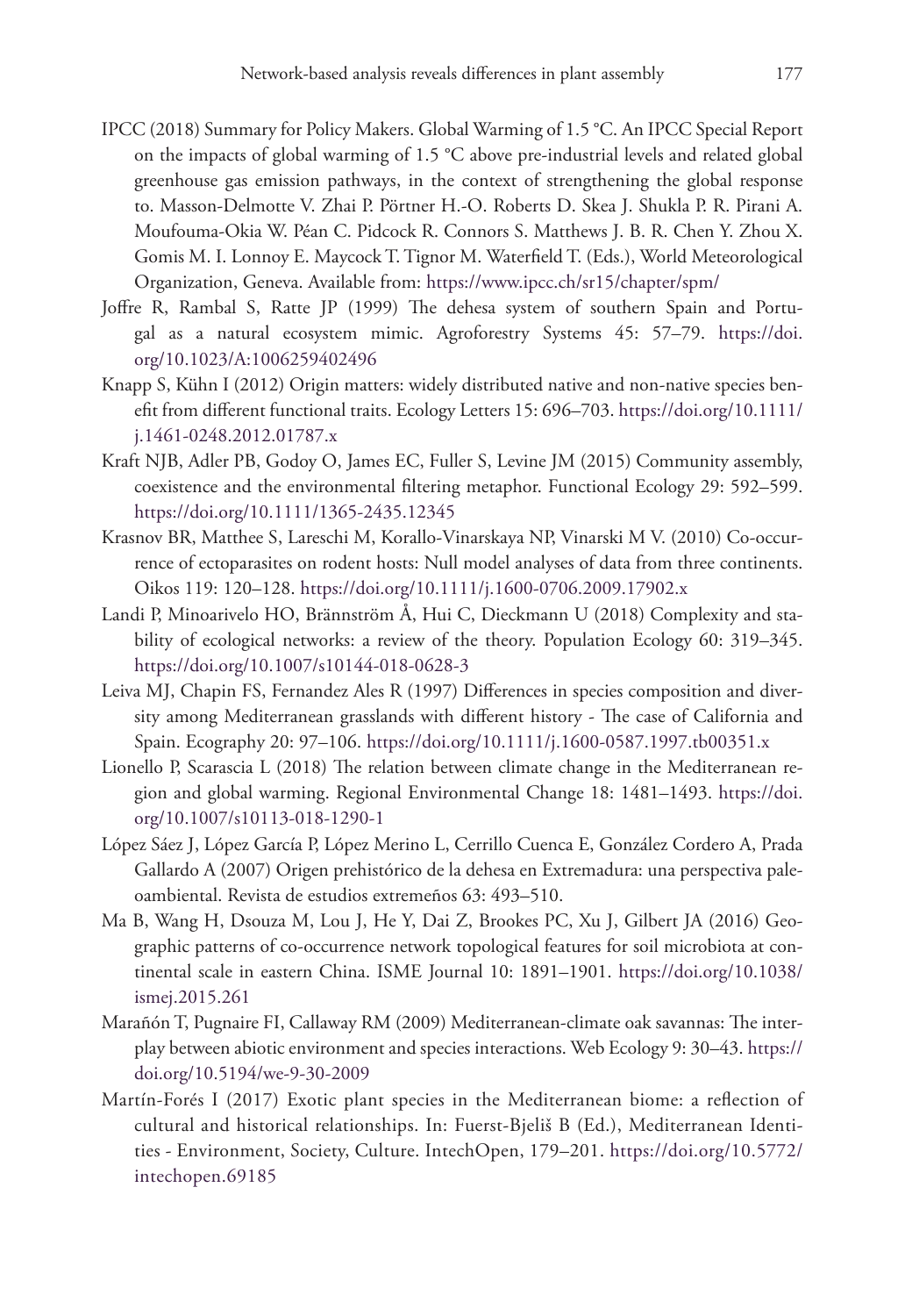IPCC (2018) Summary for Policy Makers. Global Warming of 1.5 °C. An IPCC Special Report on the impacts of global warming of 1.5 °C above pre-industrial levels and related global greenhouse gas emission pathways, in the context of strengthening the global response to. Masson-Delmotte V. Zhai P. Pörtner H.-O. Roberts D. Skea J. Shukla P. R. Pirani A. Moufouma-Okia W. Péan C. Pidcock R. Connors S. Matthews J. B. R. Chen Y. Zhou X. Gomis M. I. Lonnoy E. Maycock T. Tignor M. Waterfield T. (Eds.), World Meteorological Organization, Geneva. Available from: https://www.ipcc.ch/sr15/chapter/spm/

Joffre R, Rambal S, Ratte JP (1999) The dehesa system of southern Spain and Portugal as a natural ecosystem mimic. Agroforestry Systems 45: 57–79. https://doi.org/10.1023/A:1006259402496

Knapp S, Kühn I (2012) Origin matters: widely distributed native and non-native species benefit from different functional traits. Ecology Letters 15: 696–703. https://doi.org/10.1111/j.1461-0248.2012.01787.x

Kraft NJB, Adler PB, Godoy O, James EC, Fuller S, Levine JM (2015) Community assembly, coexistence and the environmental filtering metaphor. Functional Ecology 29: 592–599. https://doi.org/10.1111/1365-2435.12345

Krasnov BR, Matthee S, Lareschi M, Korallo-Vinarskaya NP, Vinarski M V. (2010) Co-occurrence of ectoparasites on rodent hosts: Null model analyses of data from three continents. Oikos 119: 120–128. https://doi.org/10.1111/j.1600-0706.2009.17902.x

Landi P, Minoarivelo HO, Brännström Å, Hui C, Dieckmann U (2018) Complexity and stability of ecological networks: a review of the theory. Population Ecology 60: 319–345. https://doi.org/10.1007/s10144-018-0628-3

Leiva MJ, Chapin FS, Fernandez Ales R (1997) Differences in species composition and diversity among Mediterranean grasslands with different history - The case of California and Spain. Ecography 20: 97–106. https://doi.org/10.1111/j.1600-0587.1997.tb00351.x

Lionello P, Scarascia L (2018) The relation between climate change in the Mediterranean region and global warming. Regional Environmental Change 18: 1481–1493. https://doi.org/10.1007/s10113-018-1290-1

López Sáez J, López García P, López Merino L, Cerrillo Cuenca E, González Cordero A, Prada Gallardo A (2007) Origen prehistórico de la dehesa en Extremadura: una perspectiva paleoambiental. Revista de estudios extremeños 63: 493–510.

Ma B, Wang H, Dsouza M, Lou J, He Y, Dai Z, Brookes PC, Xu J, Gilbert JA (2016) Geographic patterns of co-occurrence network topological features for soil microbiota at continental scale in eastern China. ISME Journal 10: 1891–1901. https://doi.org/10.1038/ismej.2015.261

Marañón T, Pugnaire FI, Callaway RM (2009) Mediterranean-climate oak savannas: The interplay between abiotic environment and species interactions. Web Ecology 9: 30–43. https://doi.org/10.5194/we-9-30-2009

Martín-Forés I (2017) Exotic plant species in the Mediterranean biome: a reflection of cultural and historical relationships. In: Fuerst-Bjeliš B (Ed.), Mediterranean Identities - Environment, Society, Culture. IntechOpen, 179–201. https://doi.org/10.5772/intechopen.69185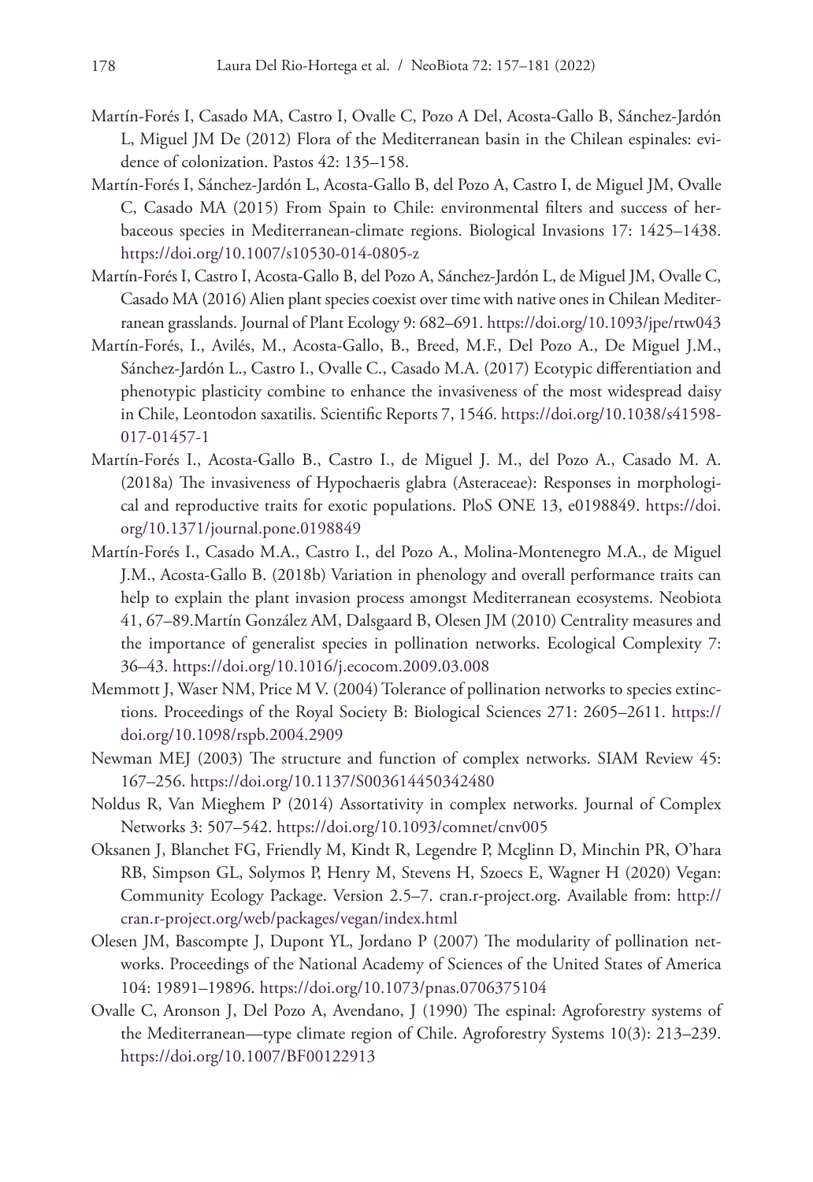Martín-Forés I, Casado MA, Castro I, Ovalle C, Pozo A Del, Acosta-Gallo B, Sánchez-Jardón L, Miguel JM De (2012) Flora of the Mediterranean basin in the Chilean espinales: evidence of colonization. Pastos 42: 135–158.

Martín-Forés I, Sánchez-Jardón L, Acosta-Gallo B, del Pozo A, Castro I, de Miguel JM, Ovalle C, Casado MA (2015) From Spain to Chile: environmental filters and success of herbaceous species in Mediterranean-climate regions. Biological Invasions 17: 1425–1438. https://doi.org/10.1007/s10530-014-0805-z

Martín-Forés I, Castro I, Acosta-Gallo B, del Pozo A, Sánchez-Jardón L, de Miguel JM, Ovalle C, Casado MA (2016) Alien plant species coexist over time with native ones in Chilean Mediterranean grasslands. Journal of Plant Ecology 9: 682–691. https://doi.org/10.1093/jpe/rtw043

Martín-Forés, I., Avilés, M., Acosta-Gallo, B., Breed, M.F., Del Pozo A., De Miguel J.M., Sánchez-Jardón L., Castro I., Ovalle C., Casado M.A. (2017) Ecotypic differentiation and phenotypic plasticity combine to enhance the invasiveness of the most widespread daisy in Chile, Leontodon saxatilis. Scientific Reports 7, 1546. https://doi.org/10.1038/s41598-017-01457-1

Martín-Forés I., Acosta-Gallo B., Castro I., de Miguel J. M., del Pozo A., Casado M. A. (2018a) The invasiveness of Hypochaeris glabra (Asteraceae): Responses in morphological and reproductive traits for exotic populations. PloS ONE 13, e0198849. https://doi.org/10.1371/journal.pone.0198849

Martín-Forés I., Casado M.A., Castro I., del Pozo A., Molina-Montenegro M.A., de Miguel J.M., Acosta-Gallo B. (2018b) Variation in phenology and overall performance traits can help to explain the plant invasion process amongst Mediterranean ecosystems. Neobiota 41, 67–89.Martín González AM, Dalsgaard B, Olesen JM (2010) Centrality measures and the importance of generalist species in pollination networks. Ecological Complexity 7: 36–43. https://doi.org/10.1016/j.ecocom.2009.03.008

Memmott J, Waser NM, Price M V. (2004) Tolerance of pollination networks to species extinctions. Proceedings of the Royal Society B: Biological Sciences 271: 2605–2611. https://doi.org/10.1098/rspb.2004.2909

Newman MEJ (2003) The structure and function of complex networks. SIAM Review 45: 167–256. https://doi.org/10.1137/S003614450342480

Noldus R, Van Mieghem P (2014) Assortativity in complex networks. Journal of Complex Networks 3: 507–542. https://doi.org/10.1093/comnet/cnv005

Oksanen J, Blanchet FG, Friendly M, Kindt R, Legendre P, Mcglinn D, Minchin PR, O'hara RB, Simpson GL, Solymos P, Henry M, Stevens H, Szoecs E, Wagner H (2020) Vegan: Community Ecology Package. Version 2.5–7. cran.r-project.org. Available from: http://cran.r-project.org/web/packages/vegan/index.html

Olesen JM, Bascompte J, Dupont YL, Jordano P (2007) The modularity of pollination networks. Proceedings of the National Academy of Sciences of the United States of America 104: 19891–19896. https://doi.org/10.1073/pnas.0706375104

Ovalle C, Aronson J, Del Pozo A, Avendano, J (1990) The espinal: Agroforestry systems of the Mediterranean—type climate region of Chile. Agroforestry Systems 10(3): 213–239. https://doi.org/10.1007/BF00122913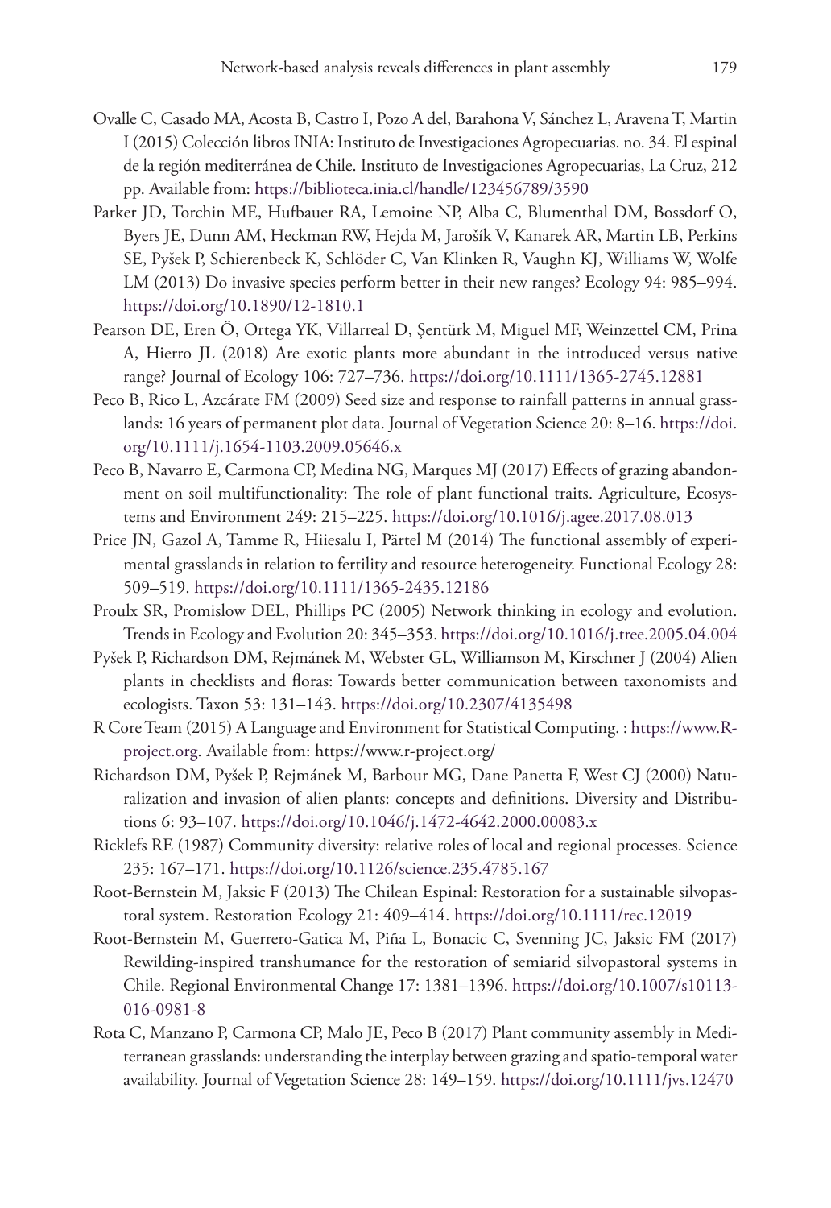Ovalle C, Casado MA, Acosta B, Castro I, Pozo A del, Barahona V, Sánchez L, Aravena T, Martin I (2015) Colección libros INIA: Instituto de Investigaciones Agropecuarias. no. 34. El espinal de la región mediterránea de Chile. Instituto de Investigaciones Agropecuarias, La Cruz, 212 pp. Available from: https://biblioteca.inia.cl/handle/123456789/3590

Parker JD, Torchin ME, Hufbauer RA, Lemoine NP, Alba C, Blumenthal DM, Bossdorf O, Byers JE, Dunn AM, Heckman RW, Hejda M, Jarošík V, Kanarek AR, Martin LB, Perkins SE, Pyšek P, Schierenbeck K, Schlöder C, Van Klinken R, Vaughn KJ, Williams W, Wolfe LM (2013) Do invasive species perform better in their new ranges? Ecology 94: 985–994. https://doi.org/10.1890/12-1810.1

Pearson DE, Eren Ö, Ortega YK, Villarreal D, Şentürk M, Miguel MF, Weinzettel CM, Prina A, Hierro JL (2018) Are exotic plants more abundant in the introduced versus native range? Journal of Ecology 106: 727–736. https://doi.org/10.1111/1365-2745.12881

Peco B, Rico L, Azcárate FM (2009) Seed size and response to rainfall patterns in annual grasslands: 16 years of permanent plot data. Journal of Vegetation Science 20: 8–16. https://doi.org/10.1111/j.1654-1103.2009.05646.x

Peco B, Navarro E, Carmona CP, Medina NG, Marques MJ (2017) Effects of grazing abandonment on soil multifunctionality: The role of plant functional traits. Agriculture, Ecosystems and Environment 249: 215–225. https://doi.org/10.1016/j.agee.2017.08.013

Price JN, Gazol A, Tamme R, Hiiesalu I, Pärtel M (2014) The functional assembly of experimental grasslands in relation to fertility and resource heterogeneity. Functional Ecology 28: 509–519. https://doi.org/10.1111/1365-2435.12186

Proulx SR, Promislow DEL, Phillips PC (2005) Network thinking in ecology and evolution. Trends in Ecology and Evolution 20: 345–353. https://doi.org/10.1016/j.tree.2005.04.004

Pyšek P, Richardson DM, Rejmánek M, Webster GL, Williamson M, Kirschner J (2004) Alien plants in checklists and floras: Towards better communication between taxonomists and ecologists. Taxon 53: 131–143. https://doi.org/10.2307/4135498

R Core Team (2015) A Language and Environment for Statistical Computing. : https://www.R-project.org. Available from: https://www.r-project.org/

Richardson DM, Pyšek P, Rejmánek M, Barbour MG, Dane Panetta F, West CJ (2000) Naturalization and invasion of alien plants: concepts and definitions. Diversity and Distributions 6: 93–107. https://doi.org/10.1046/j.1472-4642.2000.00083.x

Ricklefs RE (1987) Community diversity: relative roles of local and regional processes. Science 235: 167–171. https://doi.org/10.1126/science.235.4785.167

Root-Bernstein M, Jaksic F (2013) The Chilean Espinal: Restoration for a sustainable silvopastoral system. Restoration Ecology 21: 409–414. https://doi.org/10.1111/rec.12019

Root-Bernstein M, Guerrero-Gatica M, Piña L, Bonacic C, Svenning JC, Jaksic FM (2017) Rewilding-inspired transhumance for the restoration of semiarid silvopastoral systems in Chile. Regional Environmental Change 17: 1381–1396. https://doi.org/10.1007/s10113-016-0981-8

Rota C, Manzano P, Carmona CP, Malo JE, Peco B (2017) Plant community assembly in Mediterranean grasslands: understanding the interplay between grazing and spatio-temporal water availability. Journal of Vegetation Science 28: 149–159. https://doi.org/10.1111/jvs.12470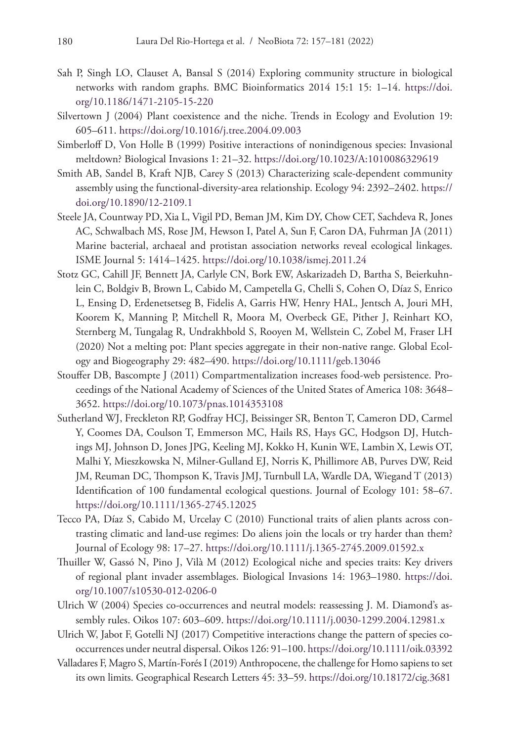Sah P, Singh LO, Clauset A, Bansal S (2014) Exploring community structure in biological networks with random graphs. BMC Bioinformatics 2014 15:1 15: 1–14. https://doi.org/10.1186/1471-2105-15-220

Silvertown J (2004) Plant coexistence and the niche. Trends in Ecology and Evolution 19: 605–611. https://doi.org/10.1016/j.tree.2004.09.003

Simberloff D, Von Holle B (1999) Positive interactions of nonindigenous species: Invasional meltdown? Biological Invasions 1: 21–32. https://doi.org/10.1023/A:1010086329619

Smith AB, Sandel B, Kraft NJB, Carey S (2013) Characterizing scale-dependent community assembly using the functional-diversity-area relationship. Ecology 94: 2392–2402. https://doi.org/10.1890/12-2109.1

Steele JA, Countway PD, Xia L, Vigil PD, Beman JM, Kim DY, Chow CET, Sachdeva R, Jones AC, Schwalbach MS, Rose JM, Hewson I, Patel A, Sun F, Caron DA, Fuhrman JA (2011) Marine bacterial, archaeal and protistan association networks reveal ecological linkages. ISME Journal 5: 1414–1425. https://doi.org/10.1038/ismej.2011.24

Stotz GC, Cahill JF, Bennett JA, Carlyle CN, Bork EW, Askarizadeh D, Bartha S, Beierkuhnlein C, Boldgiv B, Brown L, Cabido M, Campetella G, Chelli S, Cohen O, Díaz S, Enrico L, Ensing D, Erdenetsetseg B, Fidelis A, Garris HW, Henry HAL, Jentsch A, Jouri MH, Koorem K, Manning P, Mitchell R, Moora M, Overbeck GE, Pither J, Reinhart KO, Sternberg M, Tungalag R, Undrakhbold S, Rooyen M, Wellstein C, Zobel M, Fraser LH (2020) Not a melting pot: Plant species aggregate in their non-native range. Global Ecology and Biogeography 29: 482–490. https://doi.org/10.1111/geb.13046

Stouffer DB, Bascompte J (2011) Compartmentalization increases food-web persistence. Proceedings of the National Academy of Sciences of the United States of America 108: 3648–3652. https://doi.org/10.1073/pnas.1014353108

Sutherland WJ, Freckleton RP, Godfray HCJ, Beissinger SR, Benton T, Cameron DD, Carmel Y, Coomes DA, Coulson T, Emmerson MC, Hails RS, Hays GC, Hodgson DJ, Hutchings MJ, Johnson D, Jones JPG, Keeling MJ, Kokko H, Kunin WE, Lambin X, Lewis OT, Malhi Y, Mieszkowska N, Milner-Gulland EJ, Norris K, Phillimore AB, Purves DW, Reid JM, Reuman DC, Thompson K, Travis JMJ, Turnbull LA, Wardle DA, Wiegand T (2013) Identification of 100 fundamental ecological questions. Journal of Ecology 101: 58–67. https://doi.org/10.1111/1365-2745.12025

Tecco PA, Díaz S, Cabido M, Urcelay C (2010) Functional traits of alien plants across contrasting climatic and land-use regimes: Do aliens join the locals or try harder than them? Journal of Ecology 98: 17–27. https://doi.org/10.1111/j.1365-2745.2009.01592.x

Thuiller W, Gassó N, Pino J, Vilà M (2012) Ecological niche and species traits: Key drivers of regional plant invader assemblages. Biological Invasions 14: 1963–1980. https://doi.org/10.1007/s10530-012-0206-0

Ulrich W (2004) Species co-occurrences and neutral models: reassessing J. M. Diamond's assembly rules. Oikos 107: 603–609. https://doi.org/10.1111/j.0030-1299.2004.12981.x

Ulrich W, Jabot F, Gotelli NJ (2017) Competitive interactions change the pattern of species co-occurrences under neutral dispersal. Oikos 126: 91–100. https://doi.org/10.1111/oik.03392

Valladares F, Magro S, Martín-Forés I (2019) Anthropocene, the challenge for Homo sapiens to set its own limits. Geographical Research Letters 45: 33–59. https://doi.org/10.18172/cig.3681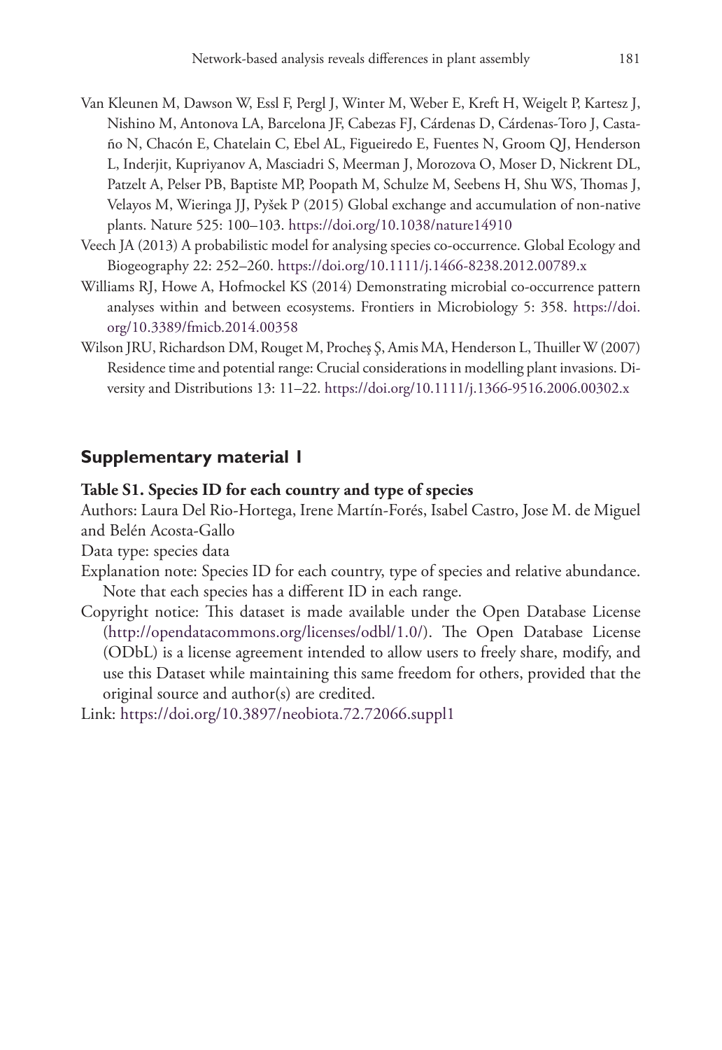Van Kleunen M, Dawson W, Essl F, Pergl J, Winter M, Weber E, Kreft H, Weigelt P, Kartesz J, Nishino M, Antonova LA, Barcelona JF, Cabezas FJ, Cárdenas D, Cárdenas-Toro J, Castaño N, Chacón E, Chatelain C, Ebel AL, Figueiredo E, Fuentes N, Groom QJ, Henderson L, Inderjit, Kupriyanov A, Masciadri S, Meerman J, Morozova O, Moser D, Nickrent DL, Patzelt A, Pelser PB, Baptiste MP, Poopath M, Schulze M, Seebens H, Shu WS, Thomas J, Velayos M, Wieringa JJ, Pyšek P (2015) Global exchange and accumulation of non-native plants. Nature 525: 100–103. https://doi.org/10.1038/nature14910

Veech JA (2013) A probabilistic model for analysing species co-occurrence. Global Ecology and Biogeography 22: 252–260. https://doi.org/10.1111/j.1466-8238.2012.00789.x

Williams RJ, Howe A, Hofmockel KS (2014) Demonstrating microbial co-occurrence pattern analyses within and between ecosystems. Frontiers in Microbiology 5: 358. https://doi.org/10.3389/fmicb.2014.00358

Wilson JRU, Richardson DM, Rouget M, Procheş Ş, Amis MA, Henderson L, Thuiller W (2007) Residence time and potential range: Crucial considerations in modelling plant invasions. Diversity and Distributions 13: 11–22. https://doi.org/10.1111/j.1366-9516.2006.00302.x

## Supplementary material 1

**Table S1. Species ID for each country and type of species**

Authors: Laura Del Rio-Hortega, Irene Martín-Forés, Isabel Castro, Jose M. de Miguel and Belén Acosta-Gallo

Data type: species data

Explanation note: Species ID for each country, type of species and relative abundance. Note that each species has a different ID in each range.

Copyright notice: This dataset is made available under the Open Database License (http://opendatacommons.org/licenses/odbl/1.0/). The Open Database License (ODbL) is a license agreement intended to allow users to freely share, modify, and use this Dataset while maintaining this same freedom for others, provided that the original source and author(s) are credited.

Link: https://doi.org/10.3897/neobiota.72.72066.suppl1